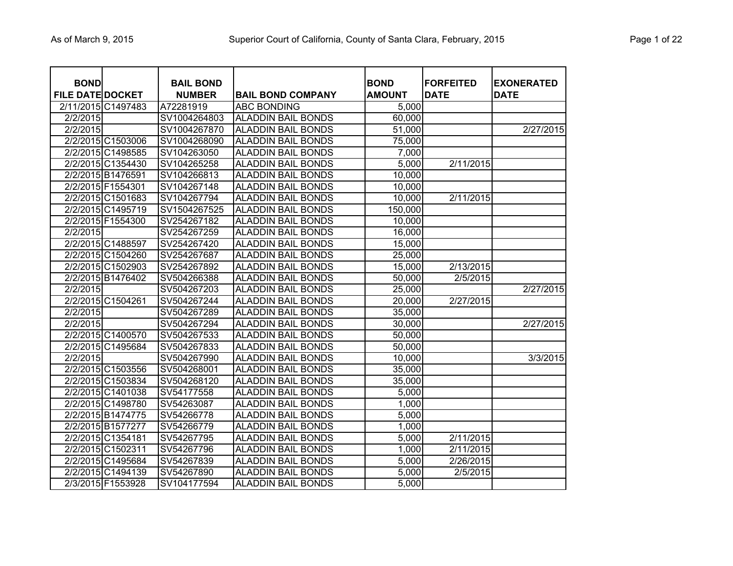| BOND FILE DATE | DOCKET | BAIL BOND NUMBER | BAIL BOND COMPANY | BOND AMOUNT | FORFEITED DATE | EXONERATED DATE |
|---|---|---|---|---|---|---|
| 2/11/2015 | C1497483 | A72281919 | ABC BONDING | 5,000 | | |
| 2/2/2015 | | SV1004264803 | ALADDIN BAIL BONDS | 60,000 | | |
| 2/2/2015 | | SV1004267870 | ALADDIN BAIL BONDS | 51,000 | | 2/27/2015 |
| 2/2/2015 | C1503006 | SV1004268090 | ALADDIN BAIL BONDS | 75,000 | | |
| 2/2/2015 | C1498585 | SV104263050 | ALADDIN BAIL BONDS | 7,000 | | |
| 2/2/2015 | C1354430 | SV104265258 | ALADDIN BAIL BONDS | 5,000 | 2/11/2015 | |
| 2/2/2015 | B1476591 | SV104266813 | ALADDIN BAIL BONDS | 10,000 | | |
| 2/2/2015 | F1554301 | SV104267148 | ALADDIN BAIL BONDS | 10,000 | | |
| 2/2/2015 | C1501683 | SV104267794 | ALADDIN BAIL BONDS | 10,000 | 2/11/2015 | |
| 2/2/2015 | C1495719 | SV1504267525 | ALADDIN BAIL BONDS | 150,000 | | |
| 2/2/2015 | F1554300 | SV254267182 | ALADDIN BAIL BONDS | 10,000 | | |
| 2/2/2015 | | SV254267259 | ALADDIN BAIL BONDS | 16,000 | | |
| 2/2/2015 | C1488597 | SV254267420 | ALADDIN BAIL BONDS | 15,000 | | |
| 2/2/2015 | C1504260 | SV254267687 | ALADDIN BAIL BONDS | 25,000 | | |
| 2/2/2015 | C1502903 | SV254267892 | ALADDIN BAIL BONDS | 15,000 | 2/13/2015 | |
| 2/2/2015 | B1476402 | SV504266388 | ALADDIN BAIL BONDS | 50,000 | 2/5/2015 | |
| 2/2/2015 | | SV504267203 | ALADDIN BAIL BONDS | 25,000 | | 2/27/2015 |
| 2/2/2015 | C1504261 | SV504267244 | ALADDIN BAIL BONDS | 20,000 | 2/27/2015 | |
| 2/2/2015 | | SV504267289 | ALADDIN BAIL BONDS | 35,000 | | |
| 2/2/2015 | | SV504267294 | ALADDIN BAIL BONDS | 30,000 | | 2/27/2015 |
| 2/2/2015 | C1400570 | SV504267533 | ALADDIN BAIL BONDS | 50,000 | | |
| 2/2/2015 | C1495684 | SV504267833 | ALADDIN BAIL BONDS | 50,000 | | |
| 2/2/2015 | | SV504267990 | ALADDIN BAIL BONDS | 10,000 | | 3/3/2015 |
| 2/2/2015 | C1503556 | SV504268001 | ALADDIN BAIL BONDS | 35,000 | | |
| 2/2/2015 | C1503834 | SV504268120 | ALADDIN BAIL BONDS | 35,000 | | |
| 2/2/2015 | C1401038 | SV54177558 | ALADDIN BAIL BONDS | 5,000 | | |
| 2/2/2015 | C1498780 | SV54263087 | ALADDIN BAIL BONDS | 1,000 | | |
| 2/2/2015 | B1474775 | SV54266778 | ALADDIN BAIL BONDS | 5,000 | | |
| 2/2/2015 | B1577277 | SV54266779 | ALADDIN BAIL BONDS | 1,000 | | |
| 2/2/2015 | C1354181 | SV54267795 | ALADDIN BAIL BONDS | 5,000 | 2/11/2015 | |
| 2/2/2015 | C1502311 | SV54267796 | ALADDIN BAIL BONDS | 1,000 | 2/11/2015 | |
| 2/2/2015 | C1495684 | SV54267839 | ALADDIN BAIL BONDS | 5,000 | 2/26/2015 | |
| 2/2/2015 | C1494139 | SV54267890 | ALADDIN BAIL BONDS | 5,000 | 2/5/2015 | |
| 2/3/2015 | F1553928 | SV104177594 | ALADDIN BAIL BONDS | 5,000 | | |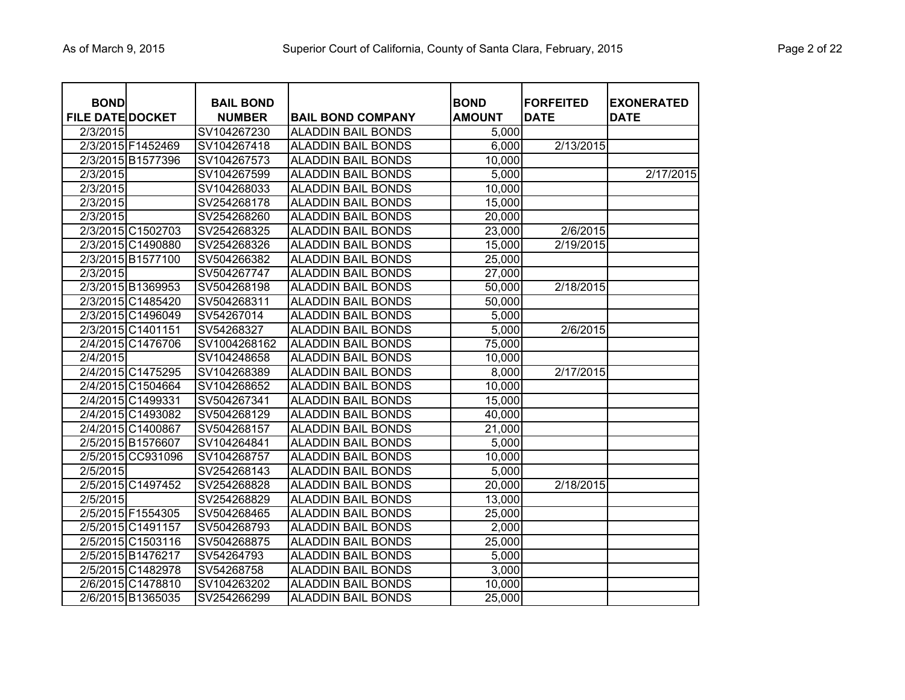| BOND FILE DATE | DOCKET | BAIL BOND NUMBER | BAIL BOND COMPANY | BOND AMOUNT | FORFEITED DATE | EXONERATED DATE |
|---|---|---|---|---|---|---|
| 2/3/2015 | | SV104267230 | ALADDIN BAIL BONDS | 5,000 | | |
| 2/3/2015 | F1452469 | SV104267418 | ALADDIN BAIL BONDS | 6,000 | 2/13/2015 | |
| 2/3/2015 | B1577396 | SV104267573 | ALADDIN BAIL BONDS | 10,000 | | |
| 2/3/2015 | | SV104267599 | ALADDIN BAIL BONDS | 5,000 | | 2/17/2015 |
| 2/3/2015 | | SV104268033 | ALADDIN BAIL BONDS | 10,000 | | |
| 2/3/2015 | | SV254268178 | ALADDIN BAIL BONDS | 15,000 | | |
| 2/3/2015 | | SV254268260 | ALADDIN BAIL BONDS | 20,000 | | |
| 2/3/2015 | C1502703 | SV254268325 | ALADDIN BAIL BONDS | 23,000 | 2/6/2015 | |
| 2/3/2015 | C1490880 | SV254268326 | ALADDIN BAIL BONDS | 15,000 | 2/19/2015 | |
| 2/3/2015 | B1577100 | SV504266382 | ALADDIN BAIL BONDS | 25,000 | | |
| 2/3/2015 | | SV504267747 | ALADDIN BAIL BONDS | 27,000 | | |
| 2/3/2015 | B1369953 | SV504268198 | ALADDIN BAIL BONDS | 50,000 | 2/18/2015 | |
| 2/3/2015 | C1485420 | SV504268311 | ALADDIN BAIL BONDS | 50,000 | | |
| 2/3/2015 | C1496049 | SV54267014 | ALADDIN BAIL BONDS | 5,000 | | |
| 2/3/2015 | C1401151 | SV54268327 | ALADDIN BAIL BONDS | 5,000 | 2/6/2015 | |
| 2/4/2015 | C1476706 | SV1004268162 | ALADDIN BAIL BONDS | 75,000 | | |
| 2/4/2015 | | SV104248658 | ALADDIN BAIL BONDS | 10,000 | | |
| 2/4/2015 | C1475295 | SV104268389 | ALADDIN BAIL BONDS | 8,000 | 2/17/2015 | |
| 2/4/2015 | C1504664 | SV104268652 | ALADDIN BAIL BONDS | 10,000 | | |
| 2/4/2015 | C1499331 | SV504267341 | ALADDIN BAIL BONDS | 15,000 | | |
| 2/4/2015 | C1493082 | SV504268129 | ALADDIN BAIL BONDS | 40,000 | | |
| 2/4/2015 | C1400867 | SV504268157 | ALADDIN BAIL BONDS | 21,000 | | |
| 2/5/2015 | B1576607 | SV104264841 | ALADDIN BAIL BONDS | 5,000 | | |
| 2/5/2015 | CC931096 | SV104268757 | ALADDIN BAIL BONDS | 10,000 | | |
| 2/5/2015 | | SV254268143 | ALADDIN BAIL BONDS | 5,000 | | |
| 2/5/2015 | C1497452 | SV254268828 | ALADDIN BAIL BONDS | 20,000 | 2/18/2015 | |
| 2/5/2015 | | SV254268829 | ALADDIN BAIL BONDS | 13,000 | | |
| 2/5/2015 | F1554305 | SV504268465 | ALADDIN BAIL BONDS | 25,000 | | |
| 2/5/2015 | C1491157 | SV504268793 | ALADDIN BAIL BONDS | 2,000 | | |
| 2/5/2015 | C1503116 | SV504268875 | ALADDIN BAIL BONDS | 25,000 | | |
| 2/5/2015 | B1476217 | SV54264793 | ALADDIN BAIL BONDS | 5,000 | | |
| 2/5/2015 | C1482978 | SV54268758 | ALADDIN BAIL BONDS | 3,000 | | |
| 2/6/2015 | C1478810 | SV104263202 | ALADDIN BAIL BONDS | 10,000 | | |
| 2/6/2015 | B1365035 | SV254266299 | ALADDIN BAIL BONDS | 25,000 | | |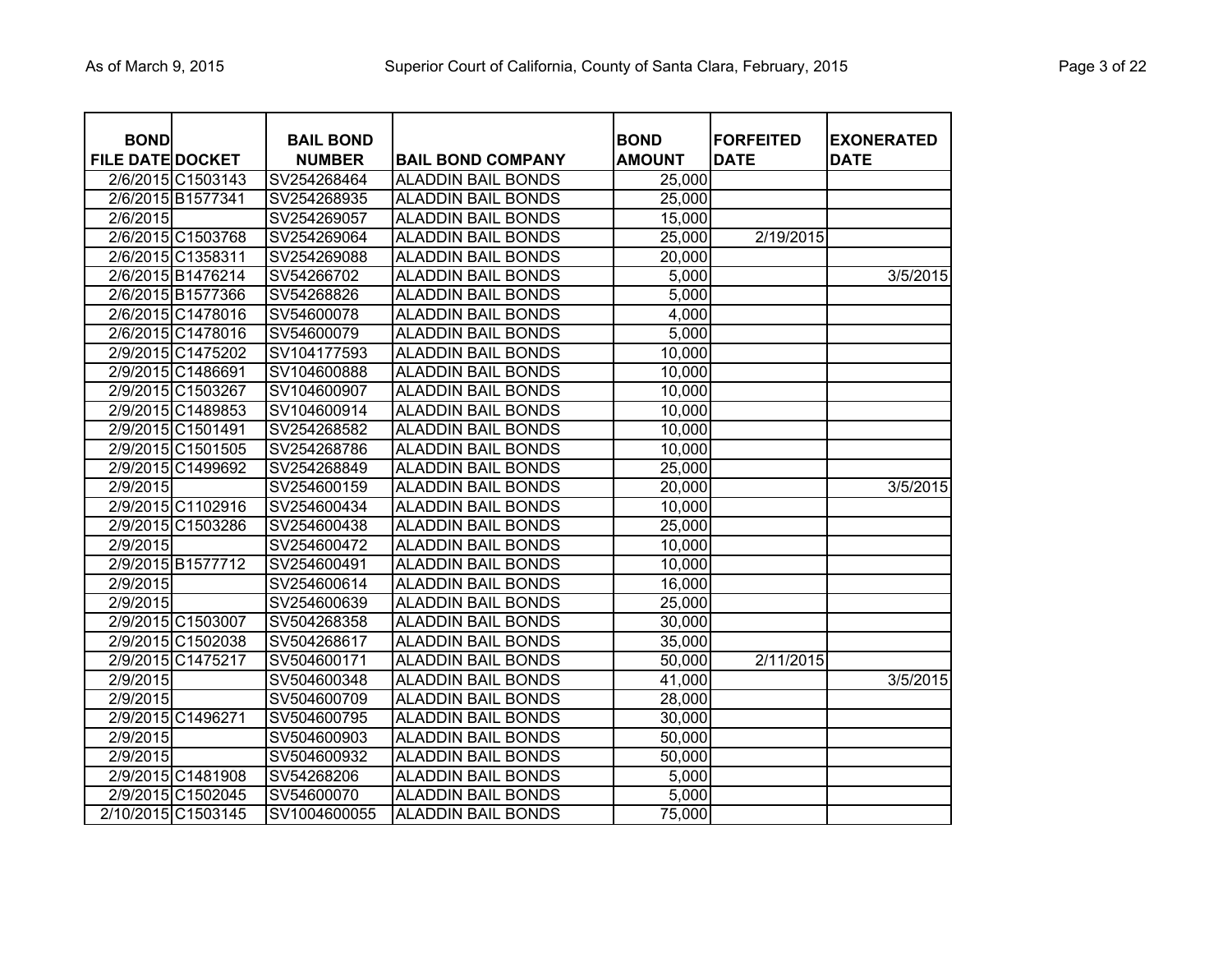| BOND FILE DATE | DOCKET | BAIL BOND NUMBER | BAIL BOND COMPANY | BOND AMOUNT | FORFEITED DATE | EXONERATED DATE |
|---|---|---|---|---|---|---|
| 2/6/2015 | C1503143 | SV254268464 | ALADDIN BAIL BONDS | 25,000 | | |
| 2/6/2015 | B1577341 | SV254268935 | ALADDIN BAIL BONDS | 25,000 | | |
| 2/6/2015 | | SV254269057 | ALADDIN BAIL BONDS | 15,000 | | |
| 2/6/2015 | C1503768 | SV254269064 | ALADDIN BAIL BONDS | 25,000 | 2/19/2015 | |
| 2/6/2015 | C1358311 | SV254269088 | ALADDIN BAIL BONDS | 20,000 | | |
| 2/6/2015 | B1476214 | SV54266702 | ALADDIN BAIL BONDS | 5,000 | | 3/5/2015 |
| 2/6/2015 | B1577366 | SV54268826 | ALADDIN BAIL BONDS | 5,000 | | |
| 2/6/2015 | C1478016 | SV54600078 | ALADDIN BAIL BONDS | 4,000 | | |
| 2/6/2015 | C1478016 | SV54600079 | ALADDIN BAIL BONDS | 5,000 | | |
| 2/9/2015 | C1475202 | SV104177593 | ALADDIN BAIL BONDS | 10,000 | | |
| 2/9/2015 | C1486691 | SV104600888 | ALADDIN BAIL BONDS | 10,000 | | |
| 2/9/2015 | C1503267 | SV104600907 | ALADDIN BAIL BONDS | 10,000 | | |
| 2/9/2015 | C1489853 | SV104600914 | ALADDIN BAIL BONDS | 10,000 | | |
| 2/9/2015 | C1501491 | SV254268582 | ALADDIN BAIL BONDS | 10,000 | | |
| 2/9/2015 | C1501505 | SV254268786 | ALADDIN BAIL BONDS | 10,000 | | |
| 2/9/2015 | C1499692 | SV254268849 | ALADDIN BAIL BONDS | 25,000 | | |
| 2/9/2015 | | SV254600159 | ALADDIN BAIL BONDS | 20,000 | | 3/5/2015 |
| 2/9/2015 | C1102916 | SV254600434 | ALADDIN BAIL BONDS | 10,000 | | |
| 2/9/2015 | C1503286 | SV254600438 | ALADDIN BAIL BONDS | 25,000 | | |
| 2/9/2015 | | SV254600472 | ALADDIN BAIL BONDS | 10,000 | | |
| 2/9/2015 | B1577712 | SV254600491 | ALADDIN BAIL BONDS | 10,000 | | |
| 2/9/2015 | | SV254600614 | ALADDIN BAIL BONDS | 16,000 | | |
| 2/9/2015 | | SV254600639 | ALADDIN BAIL BONDS | 25,000 | | |
| 2/9/2015 | C1503007 | SV504268358 | ALADDIN BAIL BONDS | 30,000 | | |
| 2/9/2015 | C1502038 | SV504268617 | ALADDIN BAIL BONDS | 35,000 | | |
| 2/9/2015 | C1475217 | SV504600171 | ALADDIN BAIL BONDS | 50,000 | 2/11/2015 | |
| 2/9/2015 | | SV504600348 | ALADDIN BAIL BONDS | 41,000 | | 3/5/2015 |
| 2/9/2015 | | SV504600709 | ALADDIN BAIL BONDS | 28,000 | | |
| 2/9/2015 | C1496271 | SV504600795 | ALADDIN BAIL BONDS | 30,000 | | |
| 2/9/2015 | | SV504600903 | ALADDIN BAIL BONDS | 50,000 | | |
| 2/9/2015 | | SV504600932 | ALADDIN BAIL BONDS | 50,000 | | |
| 2/9/2015 | C1481908 | SV54268206 | ALADDIN BAIL BONDS | 5,000 | | |
| 2/9/2015 | C1502045 | SV54600070 | ALADDIN BAIL BONDS | 5,000 | | |
| 2/10/2015 | C1503145 | SV1004600055 | ALADDIN BAIL BONDS | 75,000 | | |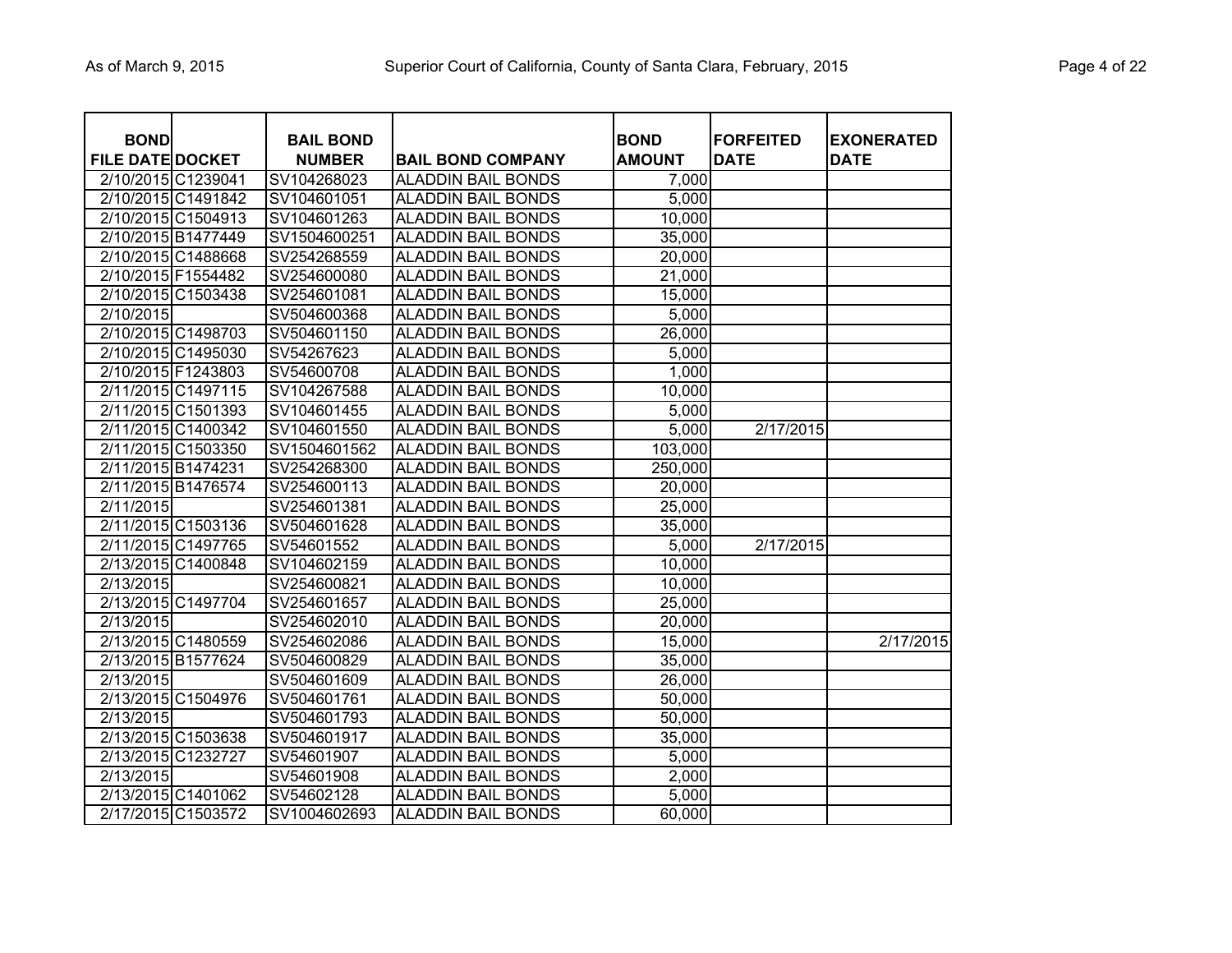| BOND FILE DATE | DOCKET | BAIL BOND NUMBER | BAIL BOND COMPANY | BOND AMOUNT | FORFEITED DATE | EXONERATED DATE |
|---|---|---|---|---|---|---|
| 2/10/2015 | C1239041 | SV104268023 | ALADDIN BAIL BONDS | 7,000 | | |
| 2/10/2015 | C1491842 | SV104601051 | ALADDIN BAIL BONDS | 5,000 | | |
| 2/10/2015 | C1504913 | SV104601263 | ALADDIN BAIL BONDS | 10,000 | | |
| 2/10/2015 | B1477449 | SV1504600251 | ALADDIN BAIL BONDS | 35,000 | | |
| 2/10/2015 | C1488668 | SV254268559 | ALADDIN BAIL BONDS | 20,000 | | |
| 2/10/2015 | F1554482 | SV254600080 | ALADDIN BAIL BONDS | 21,000 | | |
| 2/10/2015 | C1503438 | SV254601081 | ALADDIN BAIL BONDS | 15,000 | | |
| 2/10/2015 | | SV504600368 | ALADDIN BAIL BONDS | 5,000 | | |
| 2/10/2015 | C1498703 | SV504601150 | ALADDIN BAIL BONDS | 26,000 | | |
| 2/10/2015 | C1495030 | SV54267623 | ALADDIN BAIL BONDS | 5,000 | | |
| 2/10/2015 | F1243803 | SV54600708 | ALADDIN BAIL BONDS | 1,000 | | |
| 2/11/2015 | C1497115 | SV104267588 | ALADDIN BAIL BONDS | 10,000 | | |
| 2/11/2015 | C1501393 | SV104601455 | ALADDIN BAIL BONDS | 5,000 | | |
| 2/11/2015 | C1400342 | SV104601550 | ALADDIN BAIL BONDS | 5,000 | 2/17/2015 | |
| 2/11/2015 | C1503350 | SV1504601562 | ALADDIN BAIL BONDS | 103,000 | | |
| 2/11/2015 | B1474231 | SV254268300 | ALADDIN BAIL BONDS | 250,000 | | |
| 2/11/2015 | B1476574 | SV254600113 | ALADDIN BAIL BONDS | 20,000 | | |
| 2/11/2015 | | SV254601381 | ALADDIN BAIL BONDS | 25,000 | | |
| 2/11/2015 | C1503136 | SV504601628 | ALADDIN BAIL BONDS | 35,000 | | |
| 2/11/2015 | C1497765 | SV54601552 | ALADDIN BAIL BONDS | 5,000 | 2/17/2015 | |
| 2/13/2015 | C1400848 | SV104602159 | ALADDIN BAIL BONDS | 10,000 | | |
| 2/13/2015 | | SV254600821 | ALADDIN BAIL BONDS | 10,000 | | |
| 2/13/2015 | C1497704 | SV254601657 | ALADDIN BAIL BONDS | 25,000 | | |
| 2/13/2015 | | SV254602010 | ALADDIN BAIL BONDS | 20,000 | | |
| 2/13/2015 | C1480559 | SV254602086 | ALADDIN BAIL BONDS | 15,000 | | 2/17/2015 |
| 2/13/2015 | B1577624 | SV504600829 | ALADDIN BAIL BONDS | 35,000 | | |
| 2/13/2015 | | SV504601609 | ALADDIN BAIL BONDS | 26,000 | | |
| 2/13/2015 | C1504976 | SV504601761 | ALADDIN BAIL BONDS | 50,000 | | |
| 2/13/2015 | | SV504601793 | ALADDIN BAIL BONDS | 50,000 | | |
| 2/13/2015 | C1503638 | SV504601917 | ALADDIN BAIL BONDS | 35,000 | | |
| 2/13/2015 | C1232727 | SV54601907 | ALADDIN BAIL BONDS | 5,000 | | |
| 2/13/2015 | | SV54601908 | ALADDIN BAIL BONDS | 2,000 | | |
| 2/13/2015 | C1401062 | SV54602128 | ALADDIN BAIL BONDS | 5,000 | | |
| 2/17/2015 | C1503572 | SV1004602693 | ALADDIN BAIL BONDS | 60,000 | | |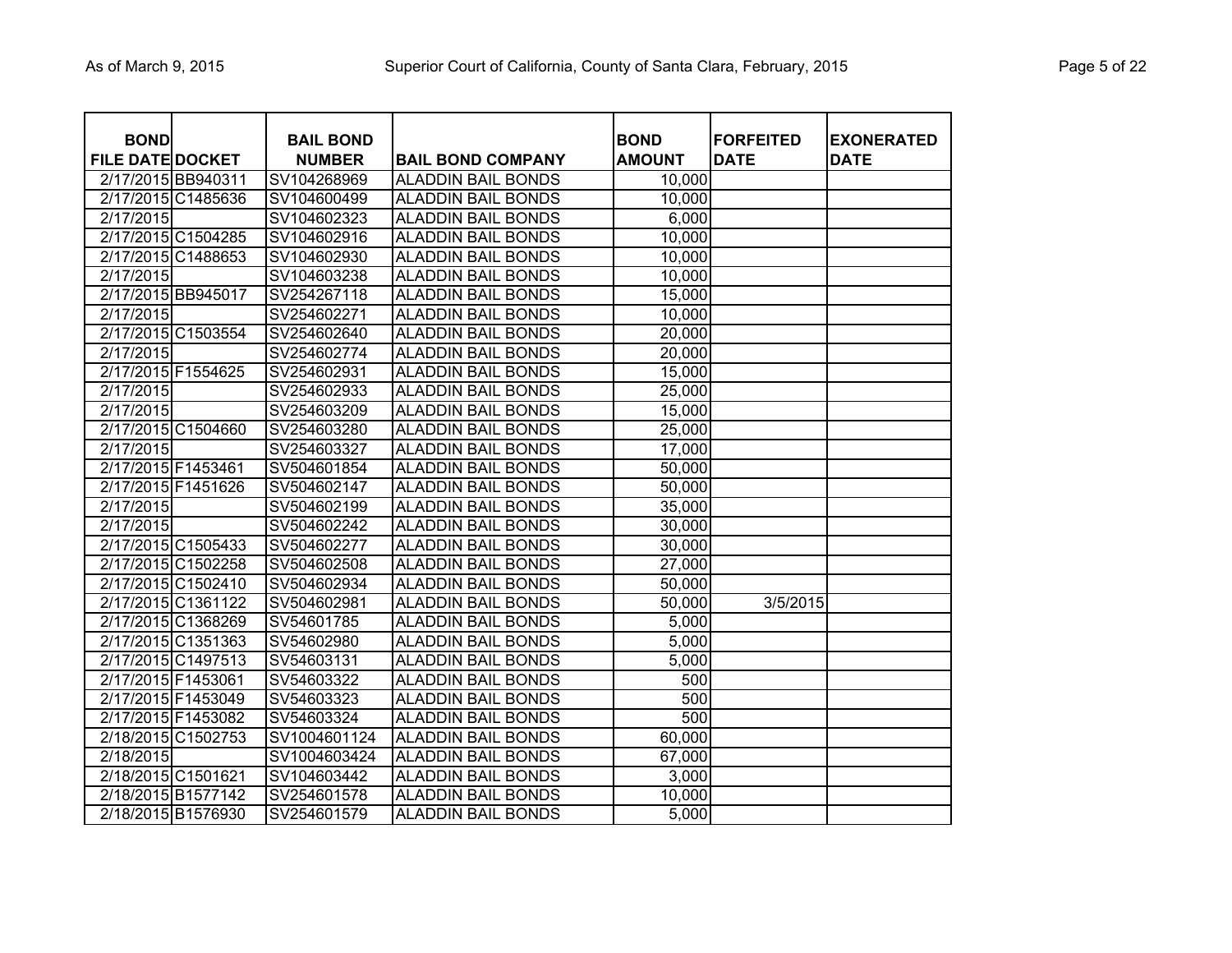| BOND FILE DATE | DOCKET | BAIL BOND NUMBER | BAIL BOND COMPANY | BOND AMOUNT | FORFEITED DATE | EXONERATED DATE |
|---|---|---|---|---|---|---|
| 2/17/2015 | BB940311 | SV104268969 | ALADDIN BAIL BONDS | 10,000 | | |
| 2/17/2015 | C1485636 | SV104600499 | ALADDIN BAIL BONDS | 10,000 | | |
| 2/17/2015 | | SV104602323 | ALADDIN BAIL BONDS | 6,000 | | |
| 2/17/2015 | C1504285 | SV104602916 | ALADDIN BAIL BONDS | 10,000 | | |
| 2/17/2015 | C1488653 | SV104602930 | ALADDIN BAIL BONDS | 10,000 | | |
| 2/17/2015 | | SV104603238 | ALADDIN BAIL BONDS | 10,000 | | |
| 2/17/2015 | BB945017 | SV254267118 | ALADDIN BAIL BONDS | 15,000 | | |
| 2/17/2015 | | SV254602271 | ALADDIN BAIL BONDS | 10,000 | | |
| 2/17/2015 | C1503554 | SV254602640 | ALADDIN BAIL BONDS | 20,000 | | |
| 2/17/2015 | | SV254602774 | ALADDIN BAIL BONDS | 20,000 | | |
| 2/17/2015 | F1554625 | SV254602931 | ALADDIN BAIL BONDS | 15,000 | | |
| 2/17/2015 | | SV254602933 | ALADDIN BAIL BONDS | 25,000 | | |
| 2/17/2015 | | SV254603209 | ALADDIN BAIL BONDS | 15,000 | | |
| 2/17/2015 | C1504660 | SV254603280 | ALADDIN BAIL BONDS | 25,000 | | |
| 2/17/2015 | | SV254603327 | ALADDIN BAIL BONDS | 17,000 | | |
| 2/17/2015 | F1453461 | SV504601854 | ALADDIN BAIL BONDS | 50,000 | | |
| 2/17/2015 | F1451626 | SV504602147 | ALADDIN BAIL BONDS | 50,000 | | |
| 2/17/2015 | | SV504602199 | ALADDIN BAIL BONDS | 35,000 | | |
| 2/17/2015 | | SV504602242 | ALADDIN BAIL BONDS | 30,000 | | |
| 2/17/2015 | C1505433 | SV504602277 | ALADDIN BAIL BONDS | 30,000 | | |
| 2/17/2015 | C1502258 | SV504602508 | ALADDIN BAIL BONDS | 27,000 | | |
| 2/17/2015 | C1502410 | SV504602934 | ALADDIN BAIL BONDS | 50,000 | | |
| 2/17/2015 | C1361122 | SV504602981 | ALADDIN BAIL BONDS | 50,000 | 3/5/2015 | |
| 2/17/2015 | C1368269 | SV54601785 | ALADDIN BAIL BONDS | 5,000 | | |
| 2/17/2015 | C1351363 | SV54602980 | ALADDIN BAIL BONDS | 5,000 | | |
| 2/17/2015 | C1497513 | SV54603131 | ALADDIN BAIL BONDS | 5,000 | | |
| 2/17/2015 | F1453061 | SV54603322 | ALADDIN BAIL BONDS | 500 | | |
| 2/17/2015 | F1453049 | SV54603323 | ALADDIN BAIL BONDS | 500 | | |
| 2/17/2015 | F1453082 | SV54603324 | ALADDIN BAIL BONDS | 500 | | |
| 2/18/2015 | C1502753 | SV1004601124 | ALADDIN BAIL BONDS | 60,000 | | |
| 2/18/2015 | | SV1004603424 | ALADDIN BAIL BONDS | 67,000 | | |
| 2/18/2015 | C1501621 | SV104603442 | ALADDIN BAIL BONDS | 3,000 | | |
| 2/18/2015 | B1577142 | SV254601578 | ALADDIN BAIL BONDS | 10,000 | | |
| 2/18/2015 | B1576930 | SV254601579 | ALADDIN BAIL BONDS | 5,000 | | |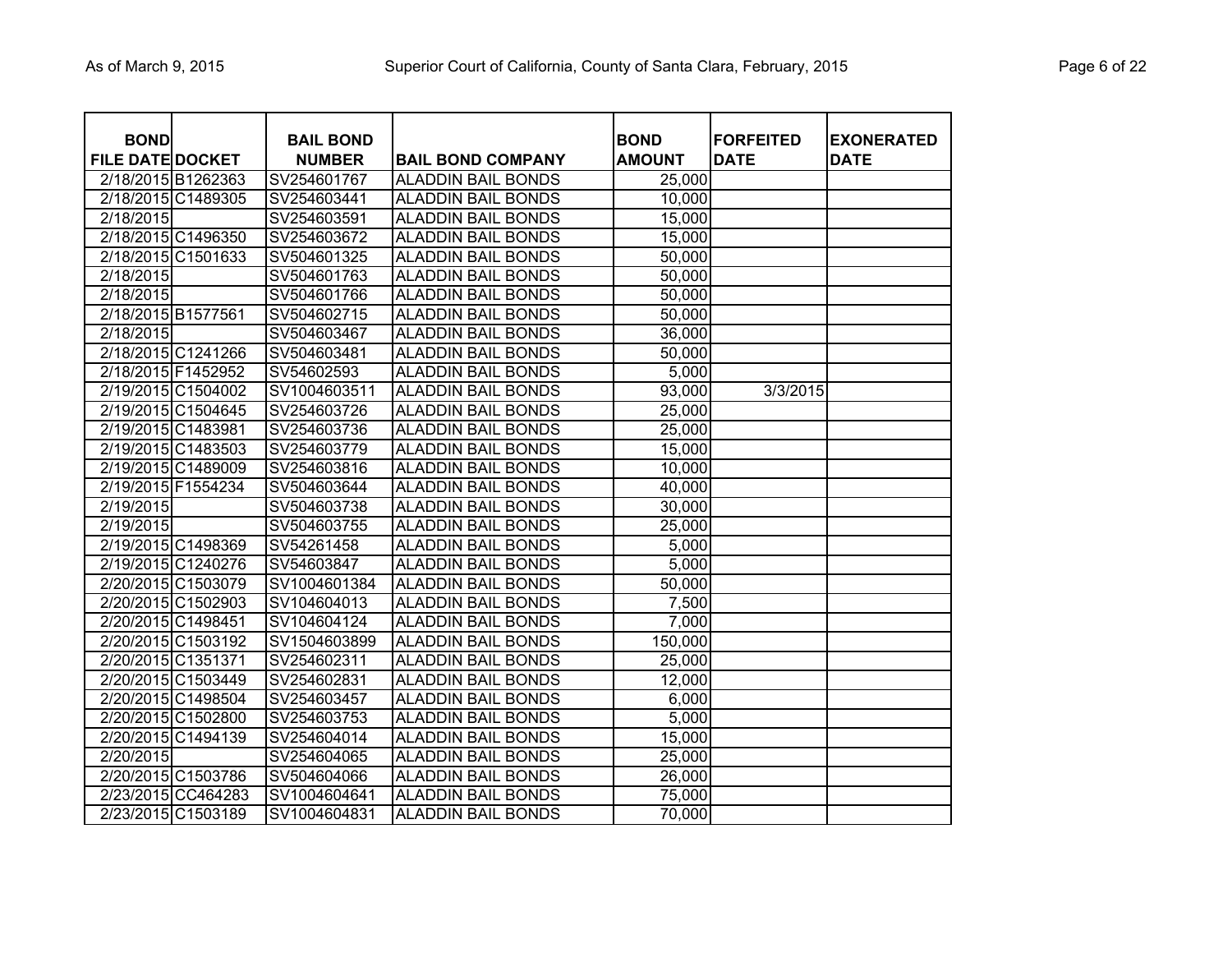| BOND FILE DATE | DOCKET | BAIL BOND NUMBER | BAIL BOND COMPANY | BOND AMOUNT | FORFEITED DATE | EXONERATED DATE |
|---|---|---|---|---|---|---|
| 2/18/2015 | B1262363 | SV254601767 | ALADDIN BAIL BONDS | 25,000 | | |
| 2/18/2015 | C1489305 | SV254603441 | ALADDIN BAIL BONDS | 10,000 | | |
| 2/18/2015 | | SV254603591 | ALADDIN BAIL BONDS | 15,000 | | |
| 2/18/2015 | C1496350 | SV254603672 | ALADDIN BAIL BONDS | 15,000 | | |
| 2/18/2015 | C1501633 | SV504601325 | ALADDIN BAIL BONDS | 50,000 | | |
| 2/18/2015 | | SV504601763 | ALADDIN BAIL BONDS | 50,000 | | |
| 2/18/2015 | | SV504601766 | ALADDIN BAIL BONDS | 50,000 | | |
| 2/18/2015 | B1577561 | SV504602715 | ALADDIN BAIL BONDS | 50,000 | | |
| 2/18/2015 | | SV504603467 | ALADDIN BAIL BONDS | 36,000 | | |
| 2/18/2015 | C1241266 | SV504603481 | ALADDIN BAIL BONDS | 50,000 | | |
| 2/18/2015 | F1452952 | SV54602593 | ALADDIN BAIL BONDS | 5,000 | | |
| 2/19/2015 | C1504002 | SV1004603511 | ALADDIN BAIL BONDS | 93,000 | 3/3/2015 | |
| 2/19/2015 | C1504645 | SV254603726 | ALADDIN BAIL BONDS | 25,000 | | |
| 2/19/2015 | C1483981 | SV254603736 | ALADDIN BAIL BONDS | 25,000 | | |
| 2/19/2015 | C1483503 | SV254603779 | ALADDIN BAIL BONDS | 15,000 | | |
| 2/19/2015 | C1489009 | SV254603816 | ALADDIN BAIL BONDS | 10,000 | | |
| 2/19/2015 | F1554234 | SV504603644 | ALADDIN BAIL BONDS | 40,000 | | |
| 2/19/2015 | | SV504603738 | ALADDIN BAIL BONDS | 30,000 | | |
| 2/19/2015 | | SV504603755 | ALADDIN BAIL BONDS | 25,000 | | |
| 2/19/2015 | C1498369 | SV54261458 | ALADDIN BAIL BONDS | 5,000 | | |
| 2/19/2015 | C1240276 | SV54603847 | ALADDIN BAIL BONDS | 5,000 | | |
| 2/20/2015 | C1503079 | SV1004601384 | ALADDIN BAIL BONDS | 50,000 | | |
| 2/20/2015 | C1502903 | SV104604013 | ALADDIN BAIL BONDS | 7,500 | | |
| 2/20/2015 | C1498451 | SV104604124 | ALADDIN BAIL BONDS | 7,000 | | |
| 2/20/2015 | C1503192 | SV1504603899 | ALADDIN BAIL BONDS | 150,000 | | |
| 2/20/2015 | C1351371 | SV254602311 | ALADDIN BAIL BONDS | 25,000 | | |
| 2/20/2015 | C1503449 | SV254602831 | ALADDIN BAIL BONDS | 12,000 | | |
| 2/20/2015 | C1498504 | SV254603457 | ALADDIN BAIL BONDS | 6,000 | | |
| 2/20/2015 | C1502800 | SV254603753 | ALADDIN BAIL BONDS | 5,000 | | |
| 2/20/2015 | C1494139 | SV254604014 | ALADDIN BAIL BONDS | 15,000 | | |
| 2/20/2015 | | SV254604065 | ALADDIN BAIL BONDS | 25,000 | | |
| 2/20/2015 | C1503786 | SV504604066 | ALADDIN BAIL BONDS | 26,000 | | |
| 2/23/2015 | CC464283 | SV1004604641 | ALADDIN BAIL BONDS | 75,000 | | |
| 2/23/2015 | C1503189 | SV1004604831 | ALADDIN BAIL BONDS | 70,000 | | |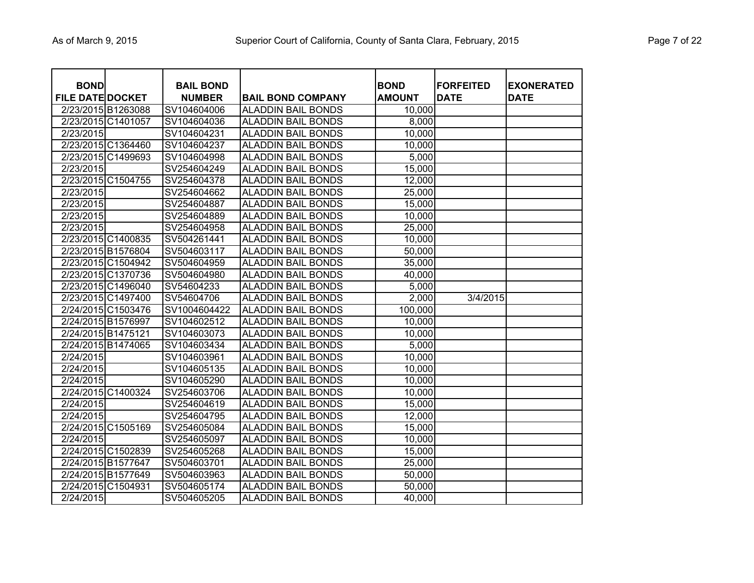| BOND FILE DATE | DOCKET | BAIL BOND NUMBER | BAIL BOND COMPANY | BOND AMOUNT | FORFEITED DATE | EXONERATED DATE |
|---|---|---|---|---|---|---|
| 2/23/2015 | B1263088 | SV104604006 | ALADDIN BAIL BONDS | 10,000 | | |
| 2/23/2015 | C1401057 | SV104604036 | ALADDIN BAIL BONDS | 8,000 | | |
| 2/23/2015 | | SV104604231 | ALADDIN BAIL BONDS | 10,000 | | |
| 2/23/2015 | C1364460 | SV104604237 | ALADDIN BAIL BONDS | 10,000 | | |
| 2/23/2015 | C1499693 | SV104604998 | ALADDIN BAIL BONDS | 5,000 | | |
| 2/23/2015 | | SV254604249 | ALADDIN BAIL BONDS | 15,000 | | |
| 2/23/2015 | C1504755 | SV254604378 | ALADDIN BAIL BONDS | 12,000 | | |
| 2/23/2015 | | SV254604662 | ALADDIN BAIL BONDS | 25,000 | | |
| 2/23/2015 | | SV254604887 | ALADDIN BAIL BONDS | 15,000 | | |
| 2/23/2015 | | SV254604889 | ALADDIN BAIL BONDS | 10,000 | | |
| 2/23/2015 | | SV254604958 | ALADDIN BAIL BONDS | 25,000 | | |
| 2/23/2015 | C1400835 | SV504261441 | ALADDIN BAIL BONDS | 10,000 | | |
| 2/23/2015 | B1576804 | SV504603117 | ALADDIN BAIL BONDS | 50,000 | | |
| 2/23/2015 | C1504942 | SV504604959 | ALADDIN BAIL BONDS | 35,000 | | |
| 2/23/2015 | C1370736 | SV504604980 | ALADDIN BAIL BONDS | 40,000 | | |
| 2/23/2015 | C1496040 | SV54604233 | ALADDIN BAIL BONDS | 5,000 | | |
| 2/23/2015 | C1497400 | SV54604706 | ALADDIN BAIL BONDS | 2,000 | 3/4/2015 | |
| 2/24/2015 | C1503476 | SV1004604422 | ALADDIN BAIL BONDS | 100,000 | | |
| 2/24/2015 | B1576997 | SV104602512 | ALADDIN BAIL BONDS | 10,000 | | |
| 2/24/2015 | B1475121 | SV104603073 | ALADDIN BAIL BONDS | 10,000 | | |
| 2/24/2015 | B1474065 | SV104603434 | ALADDIN BAIL BONDS | 5,000 | | |
| 2/24/2015 | | SV104603961 | ALADDIN BAIL BONDS | 10,000 | | |
| 2/24/2015 | | SV104605135 | ALADDIN BAIL BONDS | 10,000 | | |
| 2/24/2015 | | SV104605290 | ALADDIN BAIL BONDS | 10,000 | | |
| 2/24/2015 | C1400324 | SV254603706 | ALADDIN BAIL BONDS | 10,000 | | |
| 2/24/2015 | | SV254604619 | ALADDIN BAIL BONDS | 15,000 | | |
| 2/24/2015 | | SV254604795 | ALADDIN BAIL BONDS | 12,000 | | |
| 2/24/2015 | C1505169 | SV254605084 | ALADDIN BAIL BONDS | 15,000 | | |
| 2/24/2015 | | SV254605097 | ALADDIN BAIL BONDS | 10,000 | | |
| 2/24/2015 | C1502839 | SV254605268 | ALADDIN BAIL BONDS | 15,000 | | |
| 2/24/2015 | B1577647 | SV504603701 | ALADDIN BAIL BONDS | 25,000 | | |
| 2/24/2015 | B1577649 | SV504603963 | ALADDIN BAIL BONDS | 50,000 | | |
| 2/24/2015 | C1504931 | SV504605174 | ALADDIN BAIL BONDS | 50,000 | | |
| 2/24/2015 | | SV504605205 | ALADDIN BAIL BONDS | 40,000 | | |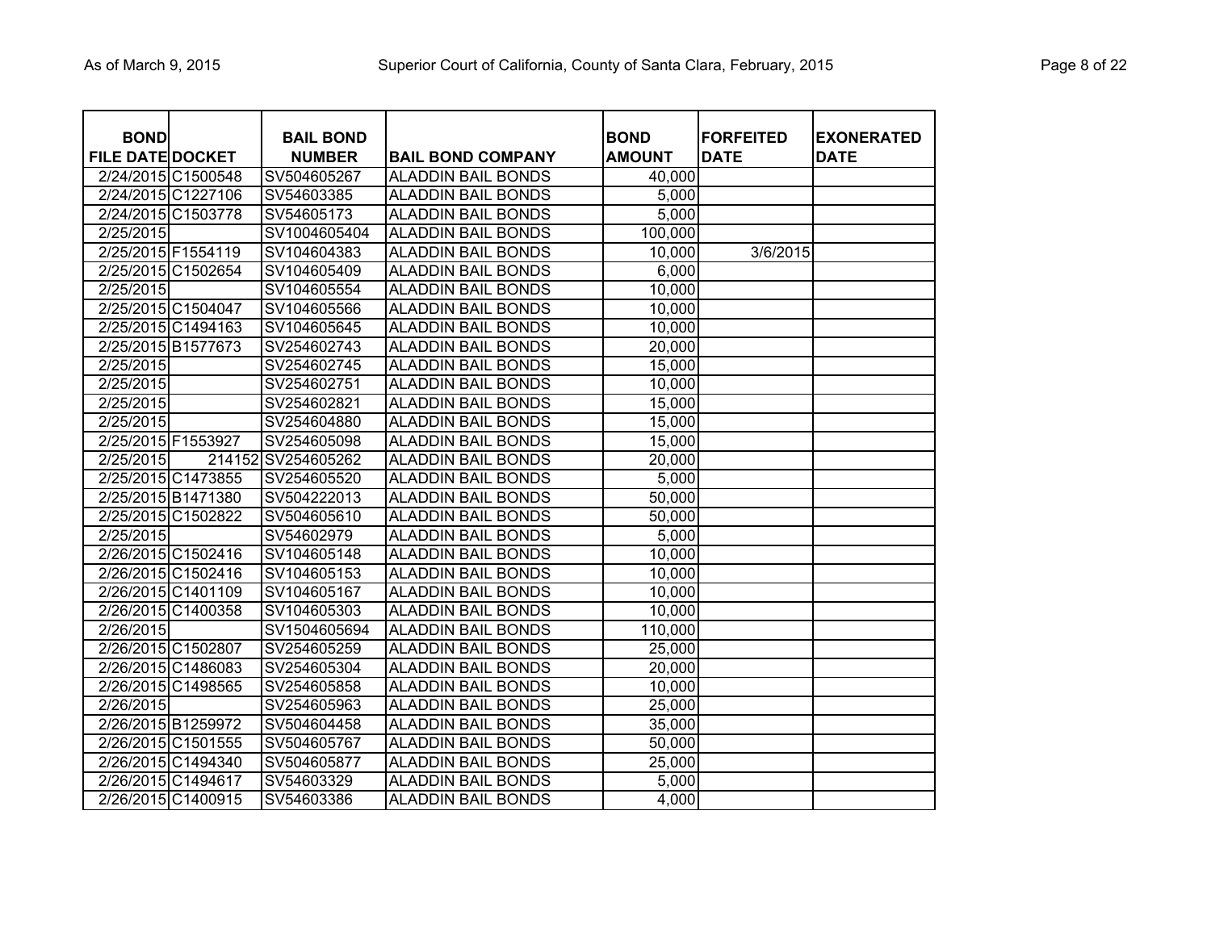| BOND FILE DATE | DOCKET | BAIL BOND NUMBER | BAIL BOND COMPANY | BOND AMOUNT | FORFEITED DATE | EXONERATED DATE |
|---|---|---|---|---|---|---|
| 2/24/2015 | C1500548 | SV504605267 | ALADDIN BAIL BONDS | 40,000 | | |
| 2/24/2015 | C1227106 | SV54603385 | ALADDIN BAIL BONDS | 5,000 | | |
| 2/24/2015 | C1503778 | SV54605173 | ALADDIN BAIL BONDS | 5,000 | | |
| 2/25/2015 | | SV1004605404 | ALADDIN BAIL BONDS | 100,000 | | |
| 2/25/2015 | F1554119 | SV104604383 | ALADDIN BAIL BONDS | 10,000 | 3/6/2015 | |
| 2/25/2015 | C1502654 | SV104605409 | ALADDIN BAIL BONDS | 6,000 | | |
| 2/25/2015 | | SV104605554 | ALADDIN BAIL BONDS | 10,000 | | |
| 2/25/2015 | C1504047 | SV104605566 | ALADDIN BAIL BONDS | 10,000 | | |
| 2/25/2015 | C1494163 | SV104605645 | ALADDIN BAIL BONDS | 10,000 | | |
| 2/25/2015 | B1577673 | SV254602743 | ALADDIN BAIL BONDS | 20,000 | | |
| 2/25/2015 | | SV254602745 | ALADDIN BAIL BONDS | 15,000 | | |
| 2/25/2015 | | SV254602751 | ALADDIN BAIL BONDS | 10,000 | | |
| 2/25/2015 | | SV254602821 | ALADDIN BAIL BONDS | 15,000 | | |
| 2/25/2015 | | SV254604880 | ALADDIN BAIL BONDS | 15,000 | | |
| 2/25/2015 | F1553927 | SV254605098 | ALADDIN BAIL BONDS | 15,000 | | |
| 2/25/2015 | 214152 | SV254605262 | ALADDIN BAIL BONDS | 20,000 | | |
| 2/25/2015 | C1473855 | SV254605520 | ALADDIN BAIL BONDS | 5,000 | | |
| 2/25/2015 | B1471380 | SV504222013 | ALADDIN BAIL BONDS | 50,000 | | |
| 2/25/2015 | C1502822 | SV504605610 | ALADDIN BAIL BONDS | 50,000 | | |
| 2/25/2015 | | SV54602979 | ALADDIN BAIL BONDS | 5,000 | | |
| 2/26/2015 | C1502416 | SV104605148 | ALADDIN BAIL BONDS | 10,000 | | |
| 2/26/2015 | C1502416 | SV104605153 | ALADDIN BAIL BONDS | 10,000 | | |
| 2/26/2015 | C1401109 | SV104605167 | ALADDIN BAIL BONDS | 10,000 | | |
| 2/26/2015 | C1400358 | SV104605303 | ALADDIN BAIL BONDS | 10,000 | | |
| 2/26/2015 | | SV1504605694 | ALADDIN BAIL BONDS | 110,000 | | |
| 2/26/2015 | C1502807 | SV254605259 | ALADDIN BAIL BONDS | 25,000 | | |
| 2/26/2015 | C1486083 | SV254605304 | ALADDIN BAIL BONDS | 20,000 | | |
| 2/26/2015 | C1498565 | SV254605858 | ALADDIN BAIL BONDS | 10,000 | | |
| 2/26/2015 | | SV254605963 | ALADDIN BAIL BONDS | 25,000 | | |
| 2/26/2015 | B1259972 | SV504604458 | ALADDIN BAIL BONDS | 35,000 | | |
| 2/26/2015 | C1501555 | SV504605767 | ALADDIN BAIL BONDS | 50,000 | | |
| 2/26/2015 | C1494340 | SV504605877 | ALADDIN BAIL BONDS | 25,000 | | |
| 2/26/2015 | C1494617 | SV54603329 | ALADDIN BAIL BONDS | 5,000 | | |
| 2/26/2015 | C1400915 | SV54603386 | ALADDIN BAIL BONDS | 4,000 | | |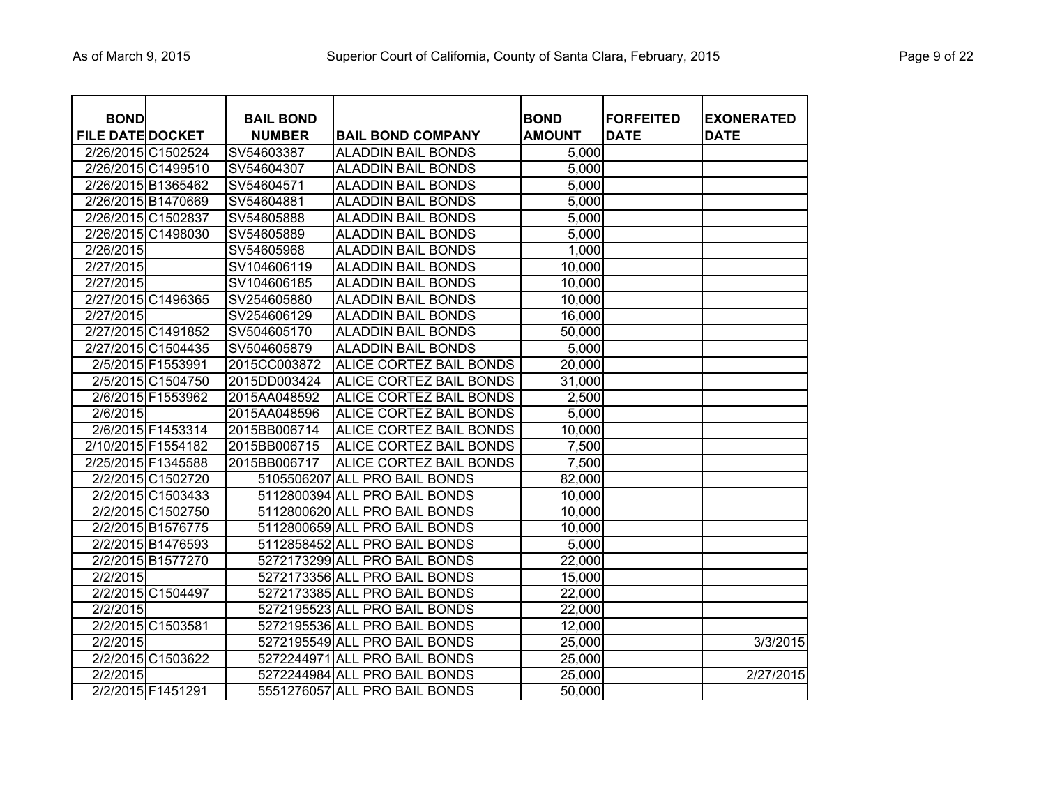| BOND FILE DATE | DOCKET | BAIL BOND NUMBER | BAIL BOND COMPANY | BOND AMOUNT | FORFEITED DATE | EXONERATED DATE |
|---|---|---|---|---|---|---|
| 2/26/2015 | C1502524 | SV54603387 | ALADDIN BAIL BONDS | 5,000 | | |
| 2/26/2015 | C1499510 | SV54604307 | ALADDIN BAIL BONDS | 5,000 | | |
| 2/26/2015 | B1365462 | SV54604571 | ALADDIN BAIL BONDS | 5,000 | | |
| 2/26/2015 | B1470669 | SV54604881 | ALADDIN BAIL BONDS | 5,000 | | |
| 2/26/2015 | C1502837 | SV54605888 | ALADDIN BAIL BONDS | 5,000 | | |
| 2/26/2015 | C1498030 | SV54605889 | ALADDIN BAIL BONDS | 5,000 | | |
| 2/26/2015 | | SV54605968 | ALADDIN BAIL BONDS | 1,000 | | |
| 2/27/2015 | | SV104606119 | ALADDIN BAIL BONDS | 10,000 | | |
| 2/27/2015 | | SV104606185 | ALADDIN BAIL BONDS | 10,000 | | |
| 2/27/2015 | C1496365 | SV254605880 | ALADDIN BAIL BONDS | 10,000 | | |
| 2/27/2015 | | SV254606129 | ALADDIN BAIL BONDS | 16,000 | | |
| 2/27/2015 | C1491852 | SV504605170 | ALADDIN BAIL BONDS | 50,000 | | |
| 2/27/2015 | C1504435 | SV504605879 | ALADDIN BAIL BONDS | 5,000 | | |
| 2/5/2015 | F1553991 | 2015CC003872 | ALICE CORTEZ BAIL BONDS | 20,000 | | |
| 2/5/2015 | C1504750 | 2015DD003424 | ALICE CORTEZ BAIL BONDS | 31,000 | | |
| 2/6/2015 | F1553962 | 2015AA048592 | ALICE CORTEZ BAIL BONDS | 2,500 | | |
| 2/6/2015 | | 2015AA048596 | ALICE CORTEZ BAIL BONDS | 5,000 | | |
| 2/6/2015 | F1453314 | 2015BB006714 | ALICE CORTEZ BAIL BONDS | 10,000 | | |
| 2/10/2015 | F1554182 | 2015BB006715 | ALICE CORTEZ BAIL BONDS | 7,500 | | |
| 2/25/2015 | F1345588 | 2015BB006717 | ALICE CORTEZ BAIL BONDS | 7,500 | | |
| 2/2/2015 | C1502720 | 5105506207 | ALL PRO BAIL BONDS | 82,000 | | |
| 2/2/2015 | C1503433 | 5112800394 | ALL PRO BAIL BONDS | 10,000 | | |
| 2/2/2015 | C1502750 | 5112800620 | ALL PRO BAIL BONDS | 10,000 | | |
| 2/2/2015 | B1576775 | 5112800659 | ALL PRO BAIL BONDS | 10,000 | | |
| 2/2/2015 | B1476593 | 5112858452 | ALL PRO BAIL BONDS | 5,000 | | |
| 2/2/2015 | B1577270 | 5272173299 | ALL PRO BAIL BONDS | 22,000 | | |
| 2/2/2015 | | 5272173356 | ALL PRO BAIL BONDS | 15,000 | | |
| 2/2/2015 | C1504497 | 5272173385 | ALL PRO BAIL BONDS | 22,000 | | |
| 2/2/2015 | | 5272195523 | ALL PRO BAIL BONDS | 22,000 | | |
| 2/2/2015 | C1503581 | 5272195536 | ALL PRO BAIL BONDS | 12,000 | | |
| 2/2/2015 | | 5272195549 | ALL PRO BAIL BONDS | 25,000 | | 3/3/2015 |
| 2/2/2015 | C1503622 | 5272244971 | ALL PRO BAIL BONDS | 25,000 | | |
| 2/2/2015 | | 5272244984 | ALL PRO BAIL BONDS | 25,000 | | 2/27/2015 |
| 2/2/2015 | F1451291 | 5551276057 | ALL PRO BAIL BONDS | 50,000 | | |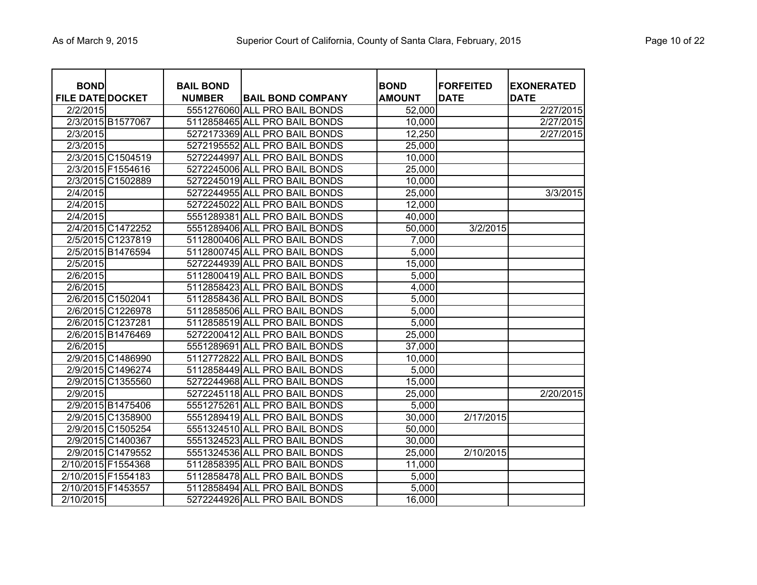| BOND FILE DATE | DOCKET | BAIL BOND NUMBER | BAIL BOND COMPANY | BOND AMOUNT | FORFEITED DATE | EXONERATED DATE |
|---|---|---|---|---|---|---|
| 2/2/2015 | | 5551276060 | ALL PRO BAIL BONDS | 52,000 | | 2/27/2015 |
| 2/3/2015 | B1577067 | 5112858465 | ALL PRO BAIL BONDS | 10,000 | | 2/27/2015 |
| 2/3/2015 | | 5272173369 | ALL PRO BAIL BONDS | 12,250 | | 2/27/2015 |
| 2/3/2015 | | 5272195552 | ALL PRO BAIL BONDS | 25,000 | | |
| 2/3/2015 | C1504519 | 5272244997 | ALL PRO BAIL BONDS | 10,000 | | |
| 2/3/2015 | F1554616 | 5272245006 | ALL PRO BAIL BONDS | 25,000 | | |
| 2/3/2015 | C1502889 | 5272245019 | ALL PRO BAIL BONDS | 10,000 | | |
| 2/4/2015 | | 5272244955 | ALL PRO BAIL BONDS | 25,000 | | 3/3/2015 |
| 2/4/2015 | | 5272245022 | ALL PRO BAIL BONDS | 12,000 | | |
| 2/4/2015 | | 5551289381 | ALL PRO BAIL BONDS | 40,000 | | |
| 2/4/2015 | C1472252 | 5551289406 | ALL PRO BAIL BONDS | 50,000 | 3/2/2015 | |
| 2/5/2015 | C1237819 | 5112800406 | ALL PRO BAIL BONDS | 7,000 | | |
| 2/5/2015 | B1476594 | 5112800745 | ALL PRO BAIL BONDS | 5,000 | | |
| 2/5/2015 | | 5272244939 | ALL PRO BAIL BONDS | 15,000 | | |
| 2/6/2015 | | 5112800419 | ALL PRO BAIL BONDS | 5,000 | | |
| 2/6/2015 | | 5112858423 | ALL PRO BAIL BONDS | 4,000 | | |
| 2/6/2015 | C1502041 | 5112858436 | ALL PRO BAIL BONDS | 5,000 | | |
| 2/6/2015 | C1226978 | 5112858506 | ALL PRO BAIL BONDS | 5,000 | | |
| 2/6/2015 | C1237281 | 5112858519 | ALL PRO BAIL BONDS | 5,000 | | |
| 2/6/2015 | B1476469 | 5272200412 | ALL PRO BAIL BONDS | 25,000 | | |
| 2/6/2015 | | 5551289691 | ALL PRO BAIL BONDS | 37,000 | | |
| 2/9/2015 | C1486990 | 5112772822 | ALL PRO BAIL BONDS | 10,000 | | |
| 2/9/2015 | C1496274 | 5112858449 | ALL PRO BAIL BONDS | 5,000 | | |
| 2/9/2015 | C1355560 | 5272244968 | ALL PRO BAIL BONDS | 15,000 | | |
| 2/9/2015 | | 5272245118 | ALL PRO BAIL BONDS | 25,000 | | 2/20/2015 |
| 2/9/2015 | B1475406 | 5551275261 | ALL PRO BAIL BONDS | 5,000 | | |
| 2/9/2015 | C1358900 | 5551289419 | ALL PRO BAIL BONDS | 30,000 | 2/17/2015 | |
| 2/9/2015 | C1505254 | 5551324510 | ALL PRO BAIL BONDS | 50,000 | | |
| 2/9/2015 | C1400367 | 5551324523 | ALL PRO BAIL BONDS | 30,000 | | |
| 2/9/2015 | C1479552 | 5551324536 | ALL PRO BAIL BONDS | 25,000 | 2/10/2015 | |
| 2/10/2015 | F1554368 | 5112858395 | ALL PRO BAIL BONDS | 11,000 | | |
| 2/10/2015 | F1554183 | 5112858478 | ALL PRO BAIL BONDS | 5,000 | | |
| 2/10/2015 | F1453557 | 5112858494 | ALL PRO BAIL BONDS | 5,000 | | |
| 2/10/2015 | | 5272244926 | ALL PRO BAIL BONDS | 16,000 | | |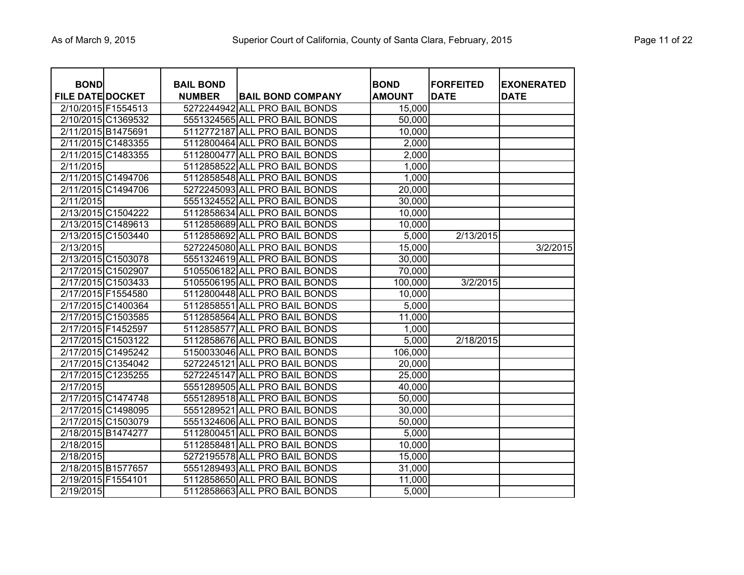| BOND FILE DATE | DOCKET | BAIL BOND NUMBER | BAIL BOND COMPANY | BOND AMOUNT | FORFEITED DATE | EXONERATED DATE |
|---|---|---|---|---|---|---|
| 2/10/2015 | F1554513 | 5272244942 | ALL PRO BAIL BONDS | 15,000 | | |
| 2/10/2015 | C1369532 | 5551324565 | ALL PRO BAIL BONDS | 50,000 | | |
| 2/11/2015 | B1475691 | 5112772187 | ALL PRO BAIL BONDS | 10,000 | | |
| 2/11/2015 | C1483355 | 5112800464 | ALL PRO BAIL BONDS | 2,000 | | |
| 2/11/2015 | C1483355 | 5112800477 | ALL PRO BAIL BONDS | 2,000 | | |
| 2/11/2015 | | 5112858522 | ALL PRO BAIL BONDS | 1,000 | | |
| 2/11/2015 | C1494706 | 5112858548 | ALL PRO BAIL BONDS | 1,000 | | |
| 2/11/2015 | C1494706 | 5272245093 | ALL PRO BAIL BONDS | 20,000 | | |
| 2/11/2015 | | 5551324552 | ALL PRO BAIL BONDS | 30,000 | | |
| 2/13/2015 | C1504222 | 5112858634 | ALL PRO BAIL BONDS | 10,000 | | |
| 2/13/2015 | C1489613 | 5112858689 | ALL PRO BAIL BONDS | 10,000 | | |
| 2/13/2015 | C1503440 | 5112858692 | ALL PRO BAIL BONDS | 5,000 | 2/13/2015 | |
| 2/13/2015 | | 5272245080 | ALL PRO BAIL BONDS | 15,000 | | 3/2/2015 |
| 2/13/2015 | C1503078 | 5551324619 | ALL PRO BAIL BONDS | 30,000 | | |
| 2/17/2015 | C1502907 | 5105506182 | ALL PRO BAIL BONDS | 70,000 | | |
| 2/17/2015 | C1503433 | 5105506195 | ALL PRO BAIL BONDS | 100,000 | 3/2/2015 | |
| 2/17/2015 | F1554580 | 5112800448 | ALL PRO BAIL BONDS | 10,000 | | |
| 2/17/2015 | C1400364 | 5112858551 | ALL PRO BAIL BONDS | 5,000 | | |
| 2/17/2015 | C1503585 | 5112858564 | ALL PRO BAIL BONDS | 11,000 | | |
| 2/17/2015 | F1452597 | 5112858577 | ALL PRO BAIL BONDS | 1,000 | | |
| 2/17/2015 | C1503122 | 5112858676 | ALL PRO BAIL BONDS | 5,000 | 2/18/2015 | |
| 2/17/2015 | C1495242 | 5150033046 | ALL PRO BAIL BONDS | 106,000 | | |
| 2/17/2015 | C1354042 | 5272245121 | ALL PRO BAIL BONDS | 20,000 | | |
| 2/17/2015 | C1235255 | 5272245147 | ALL PRO BAIL BONDS | 25,000 | | |
| 2/17/2015 | | 5551289505 | ALL PRO BAIL BONDS | 40,000 | | |
| 2/17/2015 | C1474748 | 5551289518 | ALL PRO BAIL BONDS | 50,000 | | |
| 2/17/2015 | C1498095 | 5551289521 | ALL PRO BAIL BONDS | 30,000 | | |
| 2/17/2015 | C1503079 | 5551324606 | ALL PRO BAIL BONDS | 50,000 | | |
| 2/18/2015 | B1474277 | 5112800451 | ALL PRO BAIL BONDS | 5,000 | | |
| 2/18/2015 | | 5112858481 | ALL PRO BAIL BONDS | 10,000 | | |
| 2/18/2015 | | 5272195578 | ALL PRO BAIL BONDS | 15,000 | | |
| 2/18/2015 | B1577657 | 5551289493 | ALL PRO BAIL BONDS | 31,000 | | |
| 2/19/2015 | F1554101 | 5112858650 | ALL PRO BAIL BONDS | 11,000 | | |
| 2/19/2015 | | 5112858663 | ALL PRO BAIL BONDS | 5,000 | | |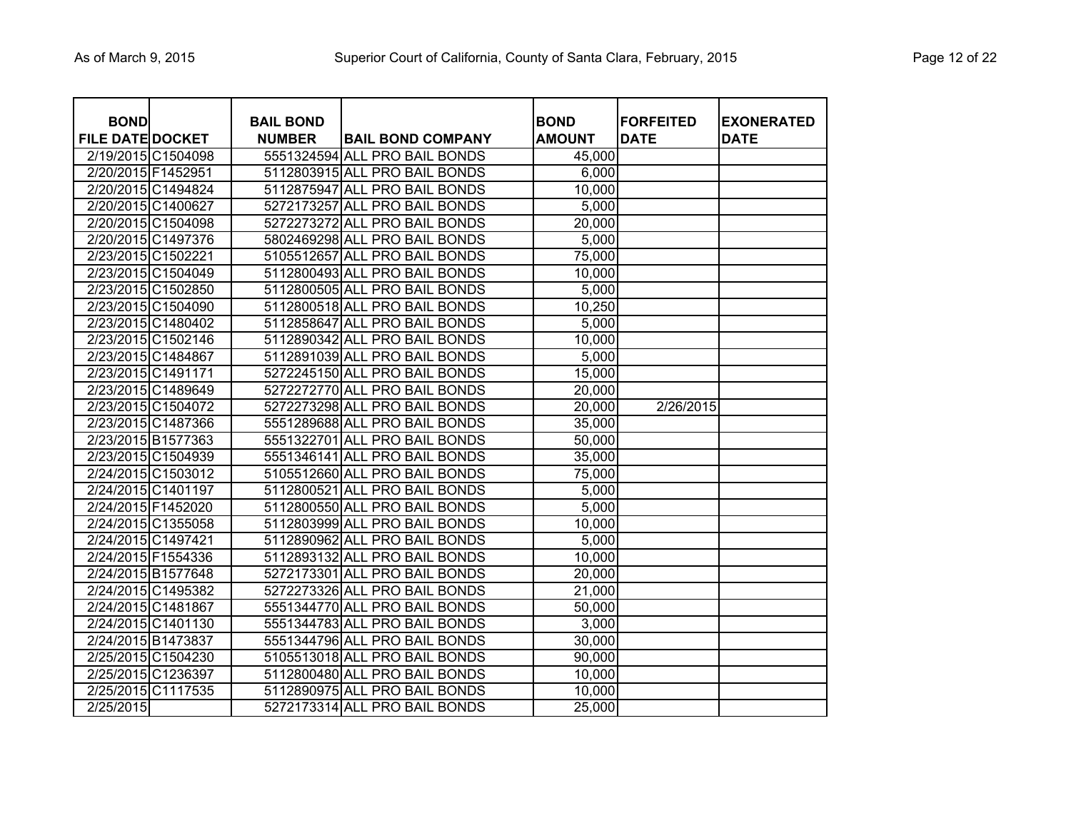| BOND FILE DATE | DOCKET | BAIL BOND NUMBER | BAIL BOND COMPANY | BOND AMOUNT | FORFEITED DATE | EXONERATED DATE |
|---|---|---|---|---|---|---|
| 2/19/2015 | C1504098 | 5551324594 | ALL PRO BAIL BONDS | 45,000 | | |
| 2/20/2015 | F1452951 | 5112803915 | ALL PRO BAIL BONDS | 6,000 | | |
| 2/20/2015 | C1494824 | 5112875947 | ALL PRO BAIL BONDS | 10,000 | | |
| 2/20/2015 | C1400627 | 5272173257 | ALL PRO BAIL BONDS | 5,000 | | |
| 2/20/2015 | C1504098 | 5272273272 | ALL PRO BAIL BONDS | 20,000 | | |
| 2/20/2015 | C1497376 | 5802469298 | ALL PRO BAIL BONDS | 5,000 | | |
| 2/23/2015 | C1502221 | 5105512657 | ALL PRO BAIL BONDS | 75,000 | | |
| 2/23/2015 | C1504049 | 5112800493 | ALL PRO BAIL BONDS | 10,000 | | |
| 2/23/2015 | C1502850 | 5112800505 | ALL PRO BAIL BONDS | 5,000 | | |
| 2/23/2015 | C1504090 | 5112800518 | ALL PRO BAIL BONDS | 10,250 | | |
| 2/23/2015 | C1480402 | 5112858647 | ALL PRO BAIL BONDS | 5,000 | | |
| 2/23/2015 | C1502146 | 5112890342 | ALL PRO BAIL BONDS | 10,000 | | |
| 2/23/2015 | C1484867 | 5112891039 | ALL PRO BAIL BONDS | 5,000 | | |
| 2/23/2015 | C1491171 | 5272245150 | ALL PRO BAIL BONDS | 15,000 | | |
| 2/23/2015 | C1489649 | 5272272770 | ALL PRO BAIL BONDS | 20,000 | | |
| 2/23/2015 | C1504072 | 5272273298 | ALL PRO BAIL BONDS | 20,000 | 2/26/2015 | |
| 2/23/2015 | C1487366 | 5551289688 | ALL PRO BAIL BONDS | 35,000 | | |
| 2/23/2015 | B1577363 | 5551322701 | ALL PRO BAIL BONDS | 50,000 | | |
| 2/23/2015 | C1504939 | 5551346141 | ALL PRO BAIL BONDS | 35,000 | | |
| 2/24/2015 | C1503012 | 5105512660 | ALL PRO BAIL BONDS | 75,000 | | |
| 2/24/2015 | C1401197 | 5112800521 | ALL PRO BAIL BONDS | 5,000 | | |
| 2/24/2015 | F1452020 | 5112800550 | ALL PRO BAIL BONDS | 5,000 | | |
| 2/24/2015 | C1355058 | 5112803999 | ALL PRO BAIL BONDS | 10,000 | | |
| 2/24/2015 | C1497421 | 5112890962 | ALL PRO BAIL BONDS | 5,000 | | |
| 2/24/2015 | F1554336 | 5112893132 | ALL PRO BAIL BONDS | 10,000 | | |
| 2/24/2015 | B1577648 | 5272173301 | ALL PRO BAIL BONDS | 20,000 | | |
| 2/24/2015 | C1495382 | 5272273326 | ALL PRO BAIL BONDS | 21,000 | | |
| 2/24/2015 | C1481867 | 5551344770 | ALL PRO BAIL BONDS | 50,000 | | |
| 2/24/2015 | C1401130 | 5551344783 | ALL PRO BAIL BONDS | 3,000 | | |
| 2/24/2015 | B1473837 | 5551344796 | ALL PRO BAIL BONDS | 30,000 | | |
| 2/25/2015 | C1504230 | 5105513018 | ALL PRO BAIL BONDS | 90,000 | | |
| 2/25/2015 | C1236397 | 5112800480 | ALL PRO BAIL BONDS | 10,000 | | |
| 2/25/2015 | C1117535 | 5112890975 | ALL PRO BAIL BONDS | 10,000 | | |
| 2/25/2015 | | 5272173314 | ALL PRO BAIL BONDS | 25,000 | | |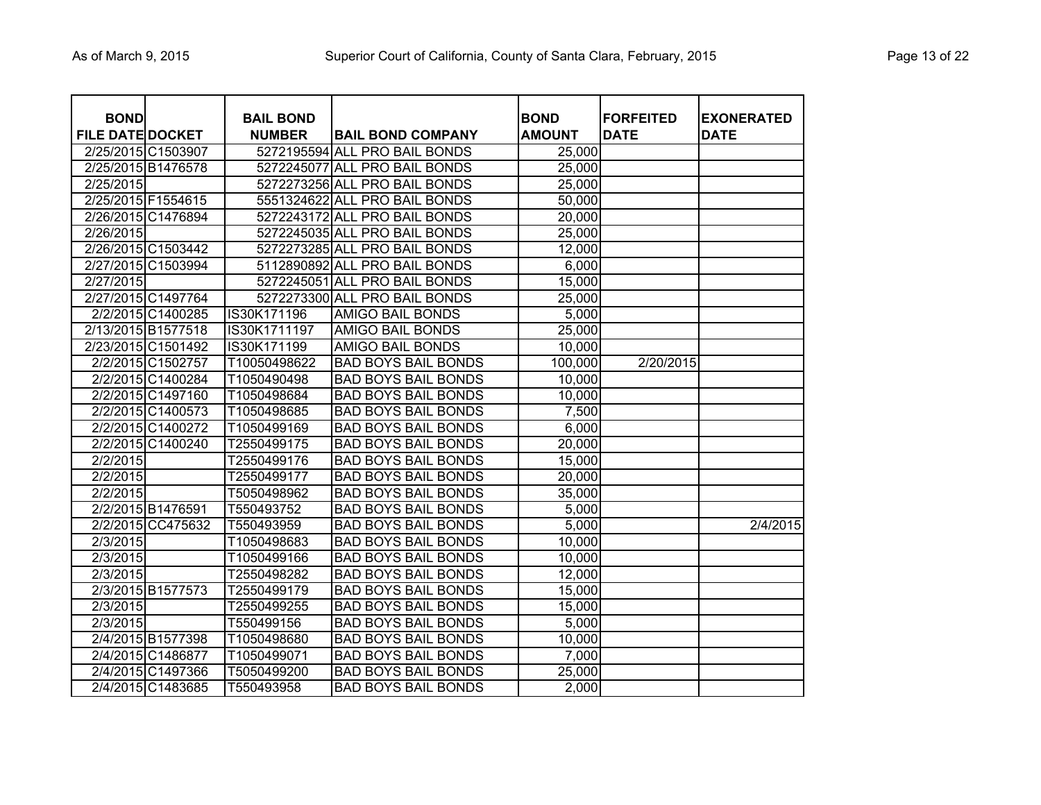| BOND FILE DATE | DOCKET | BAIL BOND NUMBER | BAIL BOND COMPANY | BOND AMOUNT | FORFEITED DATE | EXONERATED DATE |
|---|---|---|---|---|---|---|
| 2/25/2015 | C1503907 | 5272195594 | ALL PRO BAIL BONDS | 25,000 | | |
| 2/25/2015 | B1476578 | 5272245077 | ALL PRO BAIL BONDS | 25,000 | | |
| 2/25/2015 | | 5272273256 | ALL PRO BAIL BONDS | 25,000 | | |
| 2/25/2015 | F1554615 | 5551324622 | ALL PRO BAIL BONDS | 50,000 | | |
| 2/26/2015 | C1476894 | 5272243172 | ALL PRO BAIL BONDS | 20,000 | | |
| 2/26/2015 | | 5272245035 | ALL PRO BAIL BONDS | 25,000 | | |
| 2/26/2015 | C1503442 | 5272273285 | ALL PRO BAIL BONDS | 12,000 | | |
| 2/27/2015 | C1503994 | 5112890892 | ALL PRO BAIL BONDS | 6,000 | | |
| 2/27/2015 | | 5272245051 | ALL PRO BAIL BONDS | 15,000 | | |
| 2/27/2015 | C1497764 | 5272273300 | ALL PRO BAIL BONDS | 25,000 | | |
| 2/2/2015 | C1400285 | IS30K171196 | AMIGO BAIL BONDS | 5,000 | | |
| 2/13/2015 | B1577518 | IS30K1711197 | AMIGO BAIL BONDS | 25,000 | | |
| 2/23/2015 | C1501492 | IS30K171199 | AMIGO BAIL BONDS | 10,000 | | |
| 2/2/2015 | C1502757 | T10050498622 | BAD BOYS BAIL BONDS | 100,000 | 2/20/2015 | |
| 2/2/2015 | C1400284 | T1050490498 | BAD BOYS BAIL BONDS | 10,000 | | |
| 2/2/2015 | C1497160 | T1050498684 | BAD BOYS BAIL BONDS | 10,000 | | |
| 2/2/2015 | C1400573 | T1050498685 | BAD BOYS BAIL BONDS | 7,500 | | |
| 2/2/2015 | C1400272 | T1050499169 | BAD BOYS BAIL BONDS | 6,000 | | |
| 2/2/2015 | C1400240 | T2550499175 | BAD BOYS BAIL BONDS | 20,000 | | |
| 2/2/2015 | | T2550499176 | BAD BOYS BAIL BONDS | 15,000 | | |
| 2/2/2015 | | T2550499177 | BAD BOYS BAIL BONDS | 20,000 | | |
| 2/2/2015 | | T5050498962 | BAD BOYS BAIL BONDS | 35,000 | | |
| 2/2/2015 | B1476591 | T550493752 | BAD BOYS BAIL BONDS | 5,000 | | |
| 2/2/2015 | CC475632 | T550493959 | BAD BOYS BAIL BONDS | 5,000 | | 2/4/2015 |
| 2/3/2015 | | T1050498683 | BAD BOYS BAIL BONDS | 10,000 | | |
| 2/3/2015 | | T1050499166 | BAD BOYS BAIL BONDS | 10,000 | | |
| 2/3/2015 | | T2550498282 | BAD BOYS BAIL BONDS | 12,000 | | |
| 2/3/2015 | B1577573 | T2550499179 | BAD BOYS BAIL BONDS | 15,000 | | |
| 2/3/2015 | | T2550499255 | BAD BOYS BAIL BONDS | 15,000 | | |
| 2/3/2015 | | T550499156 | BAD BOYS BAIL BONDS | 5,000 | | |
| 2/4/2015 | B1577398 | T1050498680 | BAD BOYS BAIL BONDS | 10,000 | | |
| 2/4/2015 | C1486877 | T1050499071 | BAD BOYS BAIL BONDS | 7,000 | | |
| 2/4/2015 | C1497366 | T5050499200 | BAD BOYS BAIL BONDS | 25,000 | | |
| 2/4/2015 | C1483685 | T550493958 | BAD BOYS BAIL BONDS | 2,000 | | |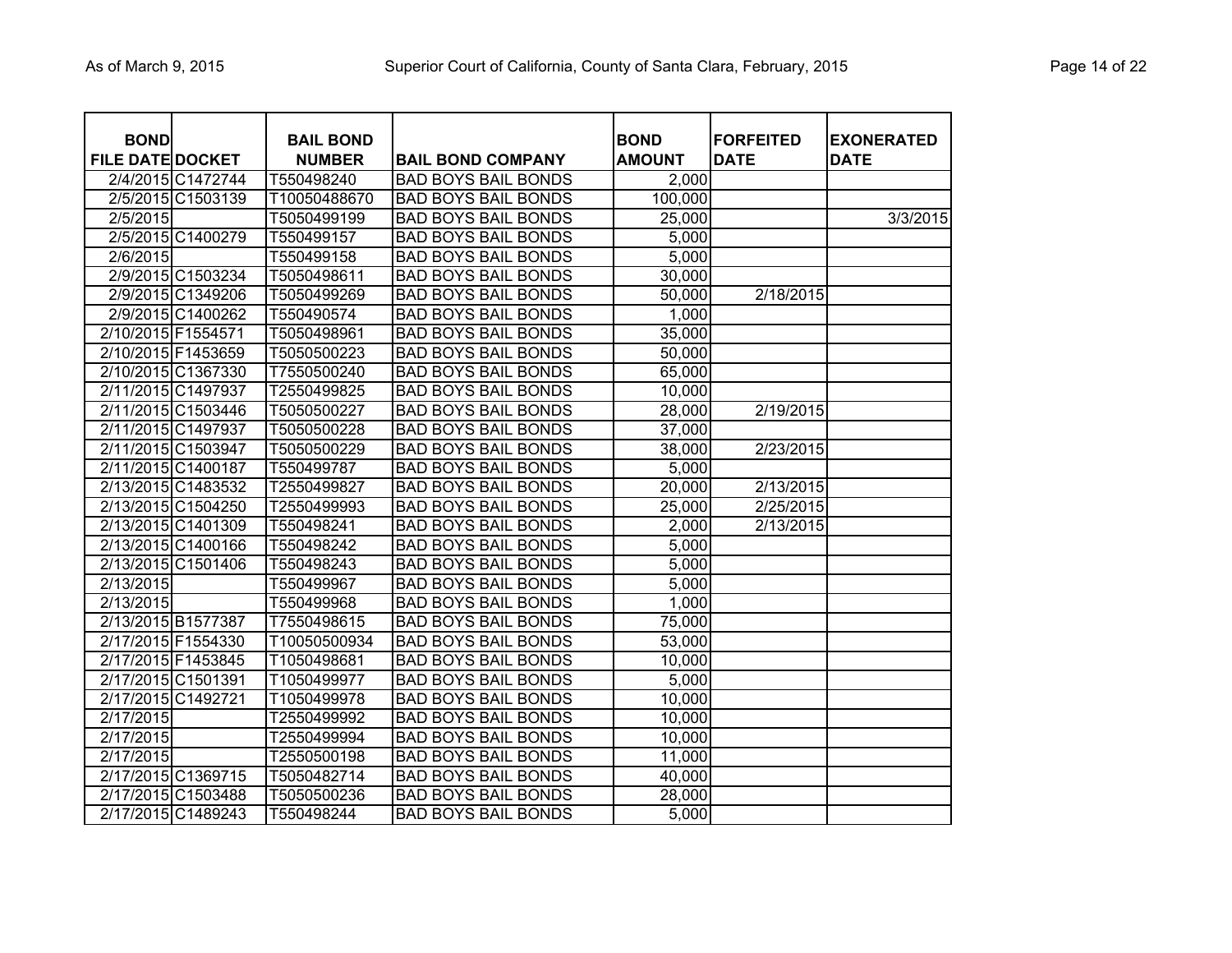| BOND FILE DATE | DOCKET | BAIL BOND NUMBER | BAIL BOND COMPANY | BOND AMOUNT | FORFEITED DATE | EXONERATED DATE |
|---|---|---|---|---|---|---|
| 2/4/2015 | C1472744 | T550498240 | BAD BOYS BAIL BONDS | 2,000 | | |
| 2/5/2015 | C1503139 | T10050488670 | BAD BOYS BAIL BONDS | 100,000 | | |
| 2/5/2015 | | T5050499199 | BAD BOYS BAIL BONDS | 25,000 | | 3/3/2015 |
| 2/5/2015 | C1400279 | T550499157 | BAD BOYS BAIL BONDS | 5,000 | | |
| 2/6/2015 | | T550499158 | BAD BOYS BAIL BONDS | 5,000 | | |
| 2/9/2015 | C1503234 | T5050498611 | BAD BOYS BAIL BONDS | 30,000 | | |
| 2/9/2015 | C1349206 | T5050499269 | BAD BOYS BAIL BONDS | 50,000 | 2/18/2015 | |
| 2/9/2015 | C1400262 | T550490574 | BAD BOYS BAIL BONDS | 1,000 | | |
| 2/10/2015 | F1554571 | T5050498961 | BAD BOYS BAIL BONDS | 35,000 | | |
| 2/10/2015 | F1453659 | T5050500223 | BAD BOYS BAIL BONDS | 50,000 | | |
| 2/10/2015 | C1367330 | T7550500240 | BAD BOYS BAIL BONDS | 65,000 | | |
| 2/11/2015 | C1497937 | T2550499825 | BAD BOYS BAIL BONDS | 10,000 | | |
| 2/11/2015 | C1503446 | T5050500227 | BAD BOYS BAIL BONDS | 28,000 | 2/19/2015 | |
| 2/11/2015 | C1497937 | T5050500228 | BAD BOYS BAIL BONDS | 37,000 | | |
| 2/11/2015 | C1503947 | T5050500229 | BAD BOYS BAIL BONDS | 38,000 | 2/23/2015 | |
| 2/11/2015 | C1400187 | T550499787 | BAD BOYS BAIL BONDS | 5,000 | | |
| 2/13/2015 | C1483532 | T2550499827 | BAD BOYS BAIL BONDS | 20,000 | 2/13/2015 | |
| 2/13/2015 | C1504250 | T2550499993 | BAD BOYS BAIL BONDS | 25,000 | 2/25/2015 | |
| 2/13/2015 | C1401309 | T550498241 | BAD BOYS BAIL BONDS | 2,000 | 2/13/2015 | |
| 2/13/2015 | C1400166 | T550498242 | BAD BOYS BAIL BONDS | 5,000 | | |
| 2/13/2015 | C1501406 | T550498243 | BAD BOYS BAIL BONDS | 5,000 | | |
| 2/13/2015 | | T550499967 | BAD BOYS BAIL BONDS | 5,000 | | |
| 2/13/2015 | | T550499968 | BAD BOYS BAIL BONDS | 1,000 | | |
| 2/13/2015 | B1577387 | T7550498615 | BAD BOYS BAIL BONDS | 75,000 | | |
| 2/17/2015 | F1554330 | T10050500934 | BAD BOYS BAIL BONDS | 53,000 | | |
| 2/17/2015 | F1453845 | T1050498681 | BAD BOYS BAIL BONDS | 10,000 | | |
| 2/17/2015 | C1501391 | T1050499977 | BAD BOYS BAIL BONDS | 5,000 | | |
| 2/17/2015 | C1492721 | T1050499978 | BAD BOYS BAIL BONDS | 10,000 | | |
| 2/17/2015 | | T2550499992 | BAD BOYS BAIL BONDS | 10,000 | | |
| 2/17/2015 | | T2550499994 | BAD BOYS BAIL BONDS | 10,000 | | |
| 2/17/2015 | | T2550500198 | BAD BOYS BAIL BONDS | 11,000 | | |
| 2/17/2015 | C1369715 | T5050482714 | BAD BOYS BAIL BONDS | 40,000 | | |
| 2/17/2015 | C1503488 | T5050500236 | BAD BOYS BAIL BONDS | 28,000 | | |
| 2/17/2015 | C1489243 | T550498244 | BAD BOYS BAIL BONDS | 5,000 | | |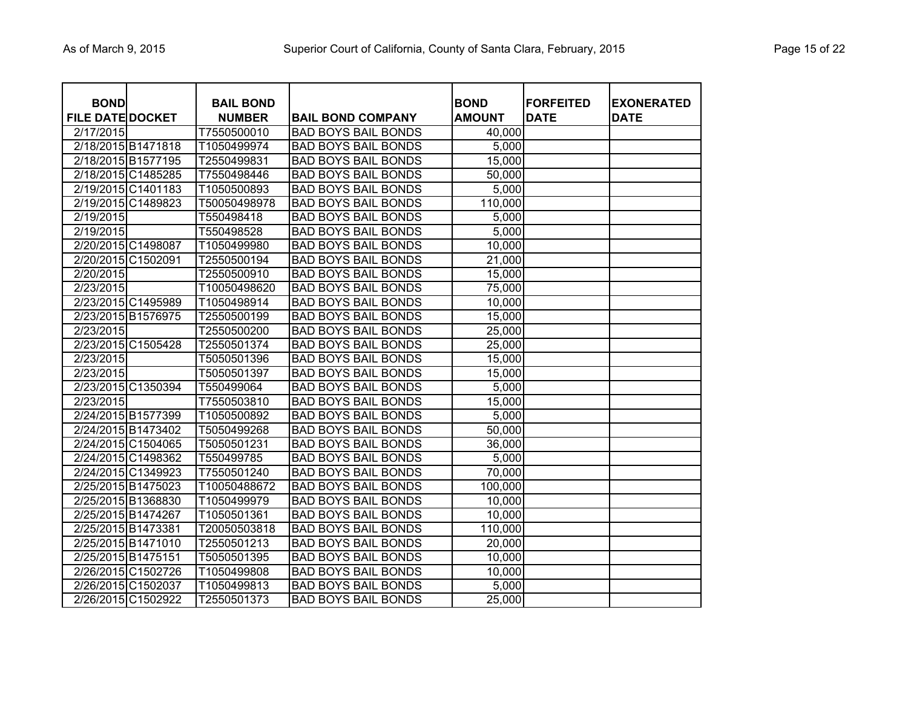| BOND FILE DATE | DOCKET | BAIL BOND NUMBER | BAIL BOND COMPANY | BOND AMOUNT | FORFEITED DATE | EXONERATED DATE |
|---|---|---|---|---|---|---|
| 2/17/2015 | | T7550500010 | BAD BOYS BAIL BONDS | 40,000 | | |
| 2/18/2015 | B1471818 | T1050499974 | BAD BOYS BAIL BONDS | 5,000 | | |
| 2/18/2015 | B1577195 | T2550499831 | BAD BOYS BAIL BONDS | 15,000 | | |
| 2/18/2015 | C1485285 | T7550498446 | BAD BOYS BAIL BONDS | 50,000 | | |
| 2/19/2015 | C1401183 | T1050500893 | BAD BOYS BAIL BONDS | 5,000 | | |
| 2/19/2015 | C1489823 | T50050498978 | BAD BOYS BAIL BONDS | 110,000 | | |
| 2/19/2015 | | T550498418 | BAD BOYS BAIL BONDS | 5,000 | | |
| 2/19/2015 | | T550498528 | BAD BOYS BAIL BONDS | 5,000 | | |
| 2/20/2015 | C1498087 | T1050499980 | BAD BOYS BAIL BONDS | 10,000 | | |
| 2/20/2015 | C1502091 | T2550500194 | BAD BOYS BAIL BONDS | 21,000 | | |
| 2/20/2015 | | T2550500910 | BAD BOYS BAIL BONDS | 15,000 | | |
| 2/23/2015 | | T10050498620 | BAD BOYS BAIL BONDS | 75,000 | | |
| 2/23/2015 | C1495989 | T1050498914 | BAD BOYS BAIL BONDS | 10,000 | | |
| 2/23/2015 | B1576975 | T2550500199 | BAD BOYS BAIL BONDS | 15,000 | | |
| 2/23/2015 | | T2550500200 | BAD BOYS BAIL BONDS | 25,000 | | |
| 2/23/2015 | C1505428 | T2550501374 | BAD BOYS BAIL BONDS | 25,000 | | |
| 2/23/2015 | | T5050501396 | BAD BOYS BAIL BONDS | 15,000 | | |
| 2/23/2015 | | T5050501397 | BAD BOYS BAIL BONDS | 15,000 | | |
| 2/23/2015 | C1350394 | T550499064 | BAD BOYS BAIL BONDS | 5,000 | | |
| 2/23/2015 | | T7550503810 | BAD BOYS BAIL BONDS | 15,000 | | |
| 2/24/2015 | B1577399 | T1050500892 | BAD BOYS BAIL BONDS | 5,000 | | |
| 2/24/2015 | B1473402 | T5050499268 | BAD BOYS BAIL BONDS | 50,000 | | |
| 2/24/2015 | C1504065 | T5050501231 | BAD BOYS BAIL BONDS | 36,000 | | |
| 2/24/2015 | C1498362 | T550499785 | BAD BOYS BAIL BONDS | 5,000 | | |
| 2/24/2015 | C1349923 | T7550501240 | BAD BOYS BAIL BONDS | 70,000 | | |
| 2/25/2015 | B1475023 | T10050488672 | BAD BOYS BAIL BONDS | 100,000 | | |
| 2/25/2015 | B1368830 | T1050499979 | BAD BOYS BAIL BONDS | 10,000 | | |
| 2/25/2015 | B1474267 | T1050501361 | BAD BOYS BAIL BONDS | 10,000 | | |
| 2/25/2015 | B1473381 | T20050503818 | BAD BOYS BAIL BONDS | 110,000 | | |
| 2/25/2015 | B1471010 | T2550501213 | BAD BOYS BAIL BONDS | 20,000 | | |
| 2/25/2015 | B1475151 | T5050501395 | BAD BOYS BAIL BONDS | 10,000 | | |
| 2/26/2015 | C1502726 | T1050499808 | BAD BOYS BAIL BONDS | 10,000 | | |
| 2/26/2015 | C1502037 | T1050499813 | BAD BOYS BAIL BONDS | 5,000 | | |
| 2/26/2015 | C1502922 | T2550501373 | BAD BOYS BAIL BONDS | 25,000 | | |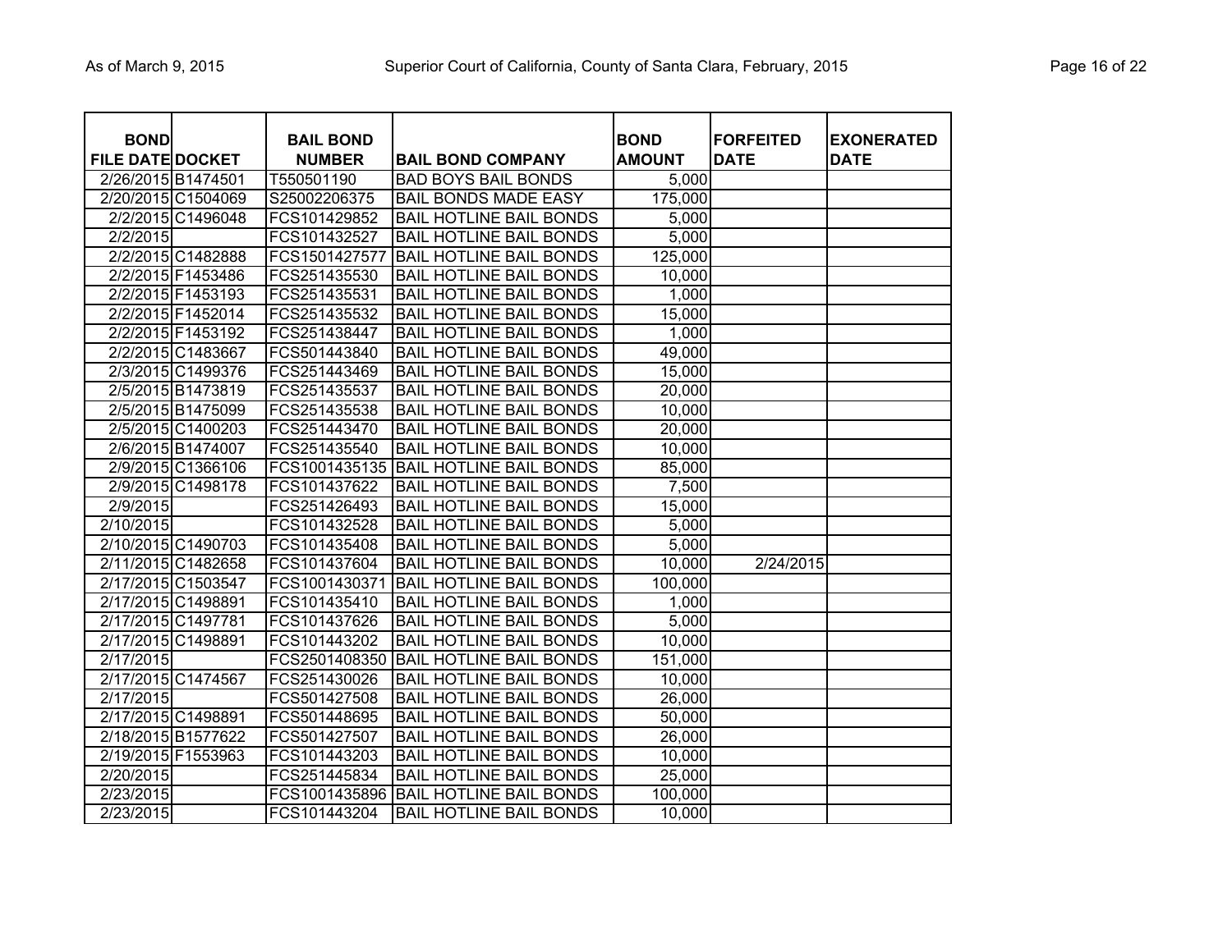| BOND FILE DATE | DOCKET | BAIL BOND NUMBER | BAIL BOND COMPANY | BOND AMOUNT | FORFEITED DATE | EXONERATED DATE |
|---|---|---|---|---|---|---|
| 2/26/2015 | B1474501 | T550501190 | BAD BOYS BAIL BONDS | 5,000 | | |
| 2/20/2015 | C1504069 | S25002206375 | BAIL BONDS MADE EASY | 175,000 | | |
| 2/2/2015 | C1496048 | FCS101429852 | BAIL HOTLINE BAIL BONDS | 5,000 | | |
| 2/2/2015 | | FCS101432527 | BAIL HOTLINE BAIL BONDS | 5,000 | | |
| 2/2/2015 | C1482888 | FCS1501427577 | BAIL HOTLINE BAIL BONDS | 125,000 | | |
| 2/2/2015 | F1453486 | FCS251435530 | BAIL HOTLINE BAIL BONDS | 10,000 | | |
| 2/2/2015 | F1453193 | FCS251435531 | BAIL HOTLINE BAIL BONDS | 1,000 | | |
| 2/2/2015 | F1452014 | FCS251435532 | BAIL HOTLINE BAIL BONDS | 15,000 | | |
| 2/2/2015 | F1453192 | FCS251438447 | BAIL HOTLINE BAIL BONDS | 1,000 | | |
| 2/2/2015 | C1483667 | FCS501443840 | BAIL HOTLINE BAIL BONDS | 49,000 | | |
| 2/3/2015 | C1499376 | FCS251443469 | BAIL HOTLINE BAIL BONDS | 15,000 | | |
| 2/5/2015 | B1473819 | FCS251435537 | BAIL HOTLINE BAIL BONDS | 20,000 | | |
| 2/5/2015 | B1475099 | FCS251435538 | BAIL HOTLINE BAIL BONDS | 10,000 | | |
| 2/5/2015 | C1400203 | FCS251443470 | BAIL HOTLINE BAIL BONDS | 20,000 | | |
| 2/6/2015 | B1474007 | FCS251435540 | BAIL HOTLINE BAIL BONDS | 10,000 | | |
| 2/9/2015 | C1366106 | FCS1001435135 | BAIL HOTLINE BAIL BONDS | 85,000 | | |
| 2/9/2015 | C1498178 | FCS101437622 | BAIL HOTLINE BAIL BONDS | 7,500 | | |
| 2/9/2015 | | FCS251426493 | BAIL HOTLINE BAIL BONDS | 15,000 | | |
| 2/10/2015 | | FCS101432528 | BAIL HOTLINE BAIL BONDS | 5,000 | | |
| 2/10/2015 | C1490703 | FCS101435408 | BAIL HOTLINE BAIL BONDS | 5,000 | | |
| 2/11/2015 | C1482658 | FCS101437604 | BAIL HOTLINE BAIL BONDS | 10,000 | 2/24/2015 | |
| 2/17/2015 | C1503547 | FCS1001430371 | BAIL HOTLINE BAIL BONDS | 100,000 | | |
| 2/17/2015 | C1498891 | FCS101435410 | BAIL HOTLINE BAIL BONDS | 1,000 | | |
| 2/17/2015 | C1497781 | FCS101437626 | BAIL HOTLINE BAIL BONDS | 5,000 | | |
| 2/17/2015 | C1498891 | FCS101443202 | BAIL HOTLINE BAIL BONDS | 10,000 | | |
| 2/17/2015 | | FCS2501408350 | BAIL HOTLINE BAIL BONDS | 151,000 | | |
| 2/17/2015 | C1474567 | FCS251430026 | BAIL HOTLINE BAIL BONDS | 10,000 | | |
| 2/17/2015 | | FCS501427508 | BAIL HOTLINE BAIL BONDS | 26,000 | | |
| 2/17/2015 | C1498891 | FCS501448695 | BAIL HOTLINE BAIL BONDS | 50,000 | | |
| 2/18/2015 | B1577622 | FCS501427507 | BAIL HOTLINE BAIL BONDS | 26,000 | | |
| 2/19/2015 | F1553963 | FCS101443203 | BAIL HOTLINE BAIL BONDS | 10,000 | | |
| 2/20/2015 | | FCS251445834 | BAIL HOTLINE BAIL BONDS | 25,000 | | |
| 2/23/2015 | | FCS1001435896 | BAIL HOTLINE BAIL BONDS | 100,000 | | |
| 2/23/2015 | | FCS101443204 | BAIL HOTLINE BAIL BONDS | 10,000 | | |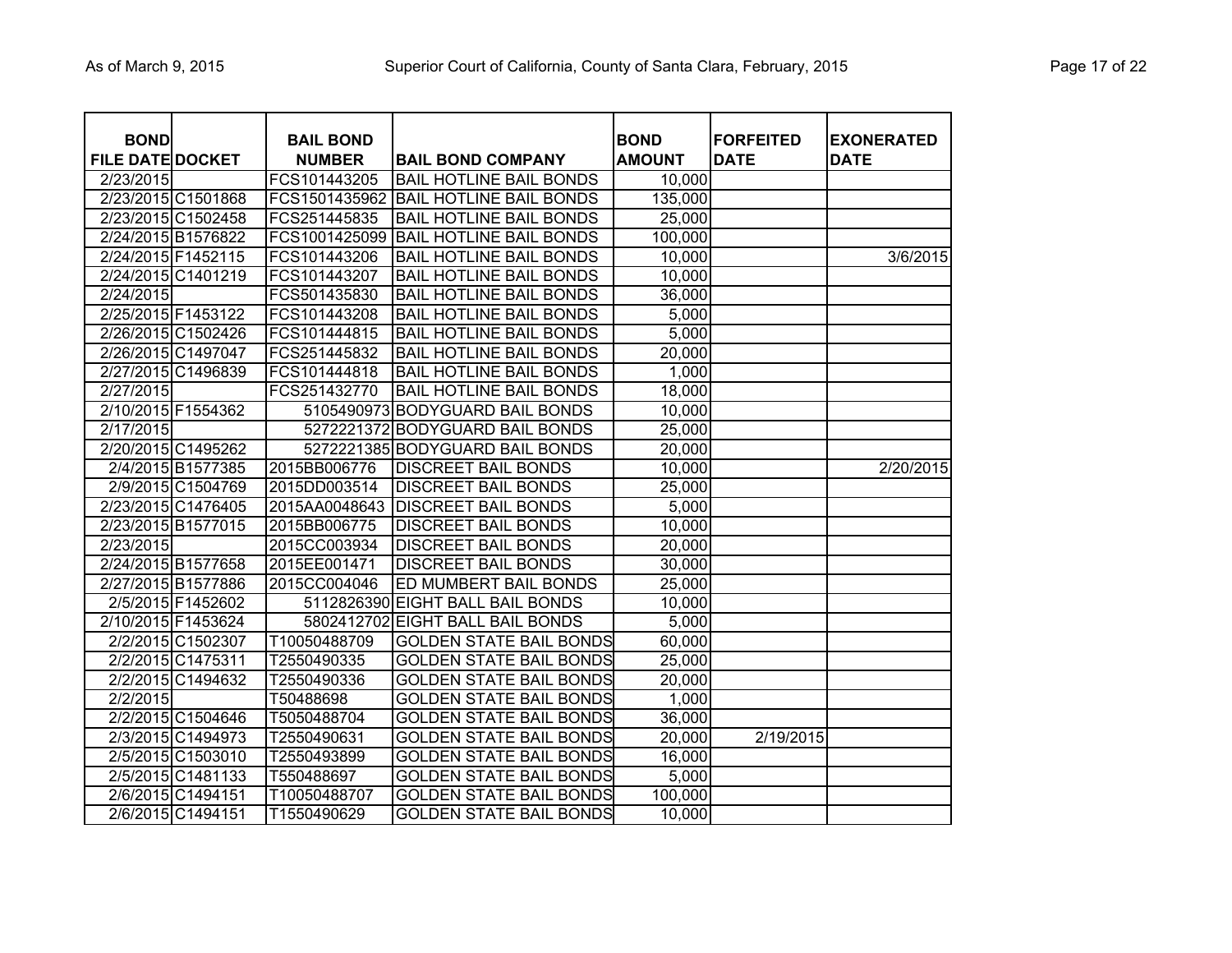| BOND FILE DATE | DOCKET | BAIL BOND NUMBER | BAIL BOND COMPANY | BOND AMOUNT | FORFEITED DATE | EXONERATED DATE |
|---|---|---|---|---|---|---|
| 2/23/2015 | | FCS101443205 | BAIL HOTLINE BAIL BONDS | 10,000 | | |
| 2/23/2015 | C1501868 | FCS1501435962 | BAIL HOTLINE BAIL BONDS | 135,000 | | |
| 2/23/2015 | C1502458 | FCS251445835 | BAIL HOTLINE BAIL BONDS | 25,000 | | |
| 2/24/2015 | B1576822 | FCS1001425099 | BAIL HOTLINE BAIL BONDS | 100,000 | | |
| 2/24/2015 | F1452115 | FCS101443206 | BAIL HOTLINE BAIL BONDS | 10,000 | | 3/6/2015 |
| 2/24/2015 | C1401219 | FCS101443207 | BAIL HOTLINE BAIL BONDS | 10,000 | | |
| 2/24/2015 | | FCS501435830 | BAIL HOTLINE BAIL BONDS | 36,000 | | |
| 2/25/2015 | F1453122 | FCS101443208 | BAIL HOTLINE BAIL BONDS | 5,000 | | |
| 2/26/2015 | C1502426 | FCS101444815 | BAIL HOTLINE BAIL BONDS | 5,000 | | |
| 2/26/2015 | C1497047 | FCS251445832 | BAIL HOTLINE BAIL BONDS | 20,000 | | |
| 2/27/2015 | C1496839 | FCS101444818 | BAIL HOTLINE BAIL BONDS | 1,000 | | |
| 2/27/2015 | | FCS251432770 | BAIL HOTLINE BAIL BONDS | 18,000 | | |
| 2/10/2015 | F1554362 | 5105490973 | BODYGUARD BAIL BONDS | 10,000 | | |
| 2/17/2015 | | 5272221372 | BODYGUARD BAIL BONDS | 25,000 | | |
| 2/20/2015 | C1495262 | 5272221385 | BODYGUARD BAIL BONDS | 20,000 | | |
| 2/4/2015 | B1577385 | 2015BB006776 | DISCREET BAIL BONDS | 10,000 | | 2/20/2015 |
| 2/9/2015 | C1504769 | 2015DD003514 | DISCREET BAIL BONDS | 25,000 | | |
| 2/23/2015 | C1476405 | 2015AA0048643 | DISCREET BAIL BONDS | 5,000 | | |
| 2/23/2015 | B1577015 | 2015BB006775 | DISCREET BAIL BONDS | 10,000 | | |
| 2/23/2015 | | 2015CC003934 | DISCREET BAIL BONDS | 20,000 | | |
| 2/24/2015 | B1577658 | 2015EE001471 | DISCREET BAIL BONDS | 30,000 | | |
| 2/27/2015 | B1577886 | 2015CC004046 | ED MUMBERT BAIL BONDS | 25,000 | | |
| 2/5/2015 | F1452602 | 5112826390 | EIGHT BALL BAIL BONDS | 10,000 | | |
| 2/10/2015 | F1453624 | 5802412702 | EIGHT BALL BAIL BONDS | 5,000 | | |
| 2/2/2015 | C1502307 | T10050488709 | GOLDEN STATE BAIL BONDS | 60,000 | | |
| 2/2/2015 | C1475311 | T2550490335 | GOLDEN STATE BAIL BONDS | 25,000 | | |
| 2/2/2015 | C1494632 | T2550490336 | GOLDEN STATE BAIL BONDS | 20,000 | | |
| 2/2/2015 | | T50488698 | GOLDEN STATE BAIL BONDS | 1,000 | | |
| 2/2/2015 | C1504646 | T5050488704 | GOLDEN STATE BAIL BONDS | 36,000 | | |
| 2/3/2015 | C1494973 | T2550490631 | GOLDEN STATE BAIL BONDS | 20,000 | 2/19/2015 | |
| 2/5/2015 | C1503010 | T2550493899 | GOLDEN STATE BAIL BONDS | 16,000 | | |
| 2/5/2015 | C1481133 | T550488697 | GOLDEN STATE BAIL BONDS | 5,000 | | |
| 2/6/2015 | C1494151 | T10050488707 | GOLDEN STATE BAIL BONDS | 100,000 | | |
| 2/6/2015 | C1494151 | T1550490629 | GOLDEN STATE BAIL BONDS | 10,000 | | |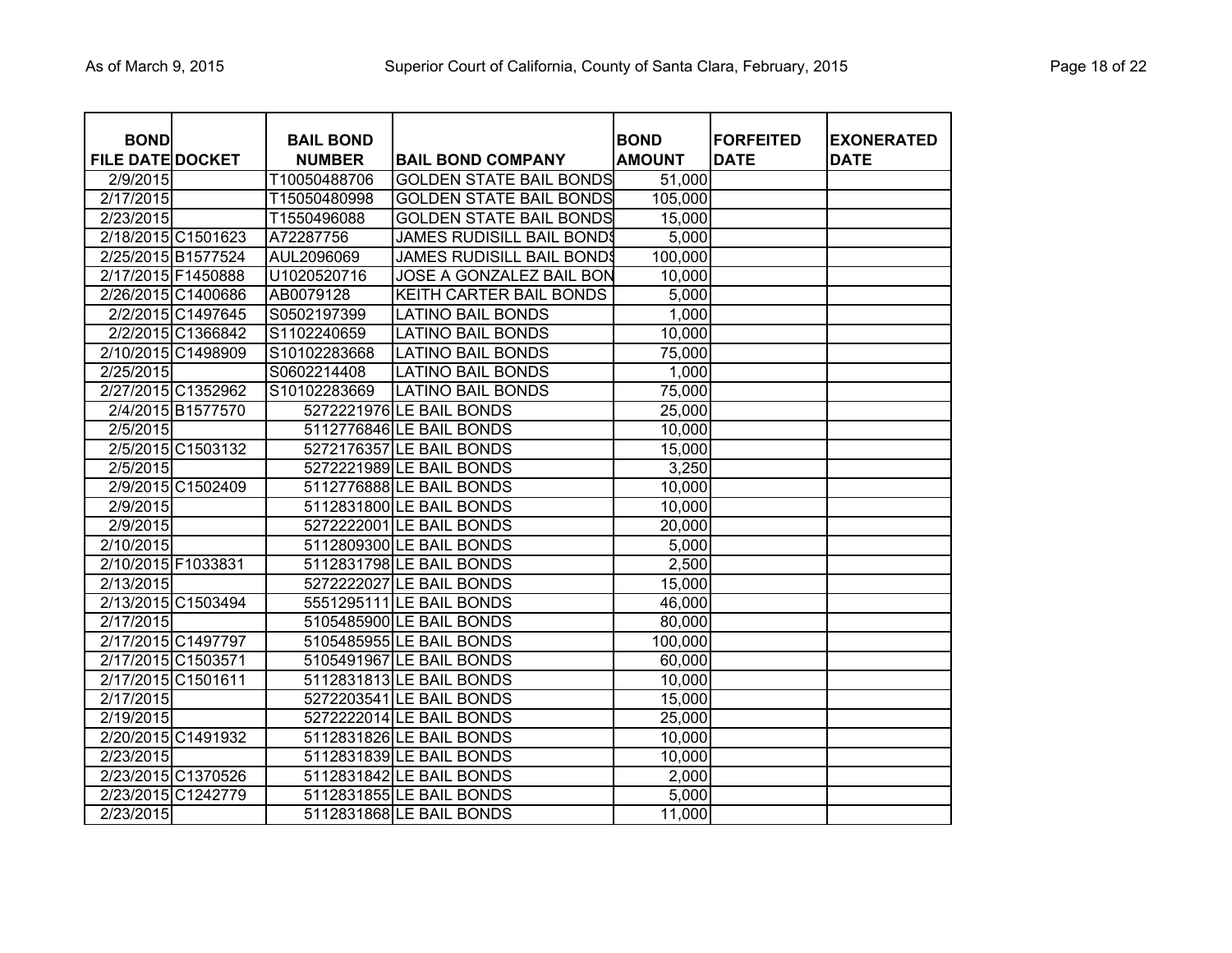| BOND FILE DATE | DOCKET | BAIL BOND NUMBER | BAIL BOND COMPANY | BOND AMOUNT | FORFEITED DATE | EXONERATED DATE |
|---|---|---|---|---|---|---|
| 2/9/2015 | | T10050488706 | GOLDEN STATE BAIL BONDS | 51,000 | | |
| 2/17/2015 | | T15050480998 | GOLDEN STATE BAIL BONDS | 105,000 | | |
| 2/23/2015 | | T1550496088 | GOLDEN STATE BAIL BONDS | 15,000 | | |
| 2/18/2015 | C1501623 | A72287756 | JAMES RUDISILL BAIL BONDS | 5,000 | | |
| 2/25/2015 | B1577524 | AUL2096069 | JAMES RUDISILL BAIL BONDS | 100,000 | | |
| 2/17/2015 | F1450888 | U1020520716 | JOSE A GONZALEZ BAIL BON | 10,000 | | |
| 2/26/2015 | C1400686 | AB0079128 | KEITH CARTER BAIL BONDS | 5,000 | | |
| 2/2/2015 | C1497645 | S0502197399 | LATINO BAIL BONDS | 1,000 | | |
| 2/2/2015 | C1366842 | S1102240659 | LATINO BAIL BONDS | 10,000 | | |
| 2/10/2015 | C1498909 | S10102283668 | LATINO BAIL BONDS | 75,000 | | |
| 2/25/2015 | | S0602214408 | LATINO BAIL BONDS | 1,000 | | |
| 2/27/2015 | C1352962 | S10102283669 | LATINO BAIL BONDS | 75,000 | | |
| 2/4/2015 | B1577570 | 5272221976 | LE BAIL BONDS | 25,000 | | |
| 2/5/2015 | | 5112776846 | LE BAIL BONDS | 10,000 | | |
| 2/5/2015 | C1503132 | 5272176357 | LE BAIL BONDS | 15,000 | | |
| 2/5/2015 | | 5272221989 | LE BAIL BONDS | 3,250 | | |
| 2/9/2015 | C1502409 | 5112776888 | LE BAIL BONDS | 10,000 | | |
| 2/9/2015 | | 5112831800 | LE BAIL BONDS | 10,000 | | |
| 2/9/2015 | | 5272222001 | LE BAIL BONDS | 20,000 | | |
| 2/10/2015 | | 5112809300 | LE BAIL BONDS | 5,000 | | |
| 2/10/2015 | F1033831 | 5112831798 | LE BAIL BONDS | 2,500 | | |
| 2/13/2015 | | 5272222027 | LE BAIL BONDS | 15,000 | | |
| 2/13/2015 | C1503494 | 5551295111 | LE BAIL BONDS | 46,000 | | |
| 2/17/2015 | | 5105485900 | LE BAIL BONDS | 80,000 | | |
| 2/17/2015 | C1497797 | 5105485955 | LE BAIL BONDS | 100,000 | | |
| 2/17/2015 | C1503571 | 5105491967 | LE BAIL BONDS | 60,000 | | |
| 2/17/2015 | C1501611 | 5112831813 | LE BAIL BONDS | 10,000 | | |
| 2/17/2015 | | 5272203541 | LE BAIL BONDS | 15,000 | | |
| 2/19/2015 | | 5272222014 | LE BAIL BONDS | 25,000 | | |
| 2/20/2015 | C1491932 | 5112831826 | LE BAIL BONDS | 10,000 | | |
| 2/23/2015 | | 5112831839 | LE BAIL BONDS | 10,000 | | |
| 2/23/2015 | C1370526 | 5112831842 | LE BAIL BONDS | 2,000 | | |
| 2/23/2015 | C1242779 | 5112831855 | LE BAIL BONDS | 5,000 | | |
| 2/23/2015 | | 5112831868 | LE BAIL BONDS | 11,000 | | |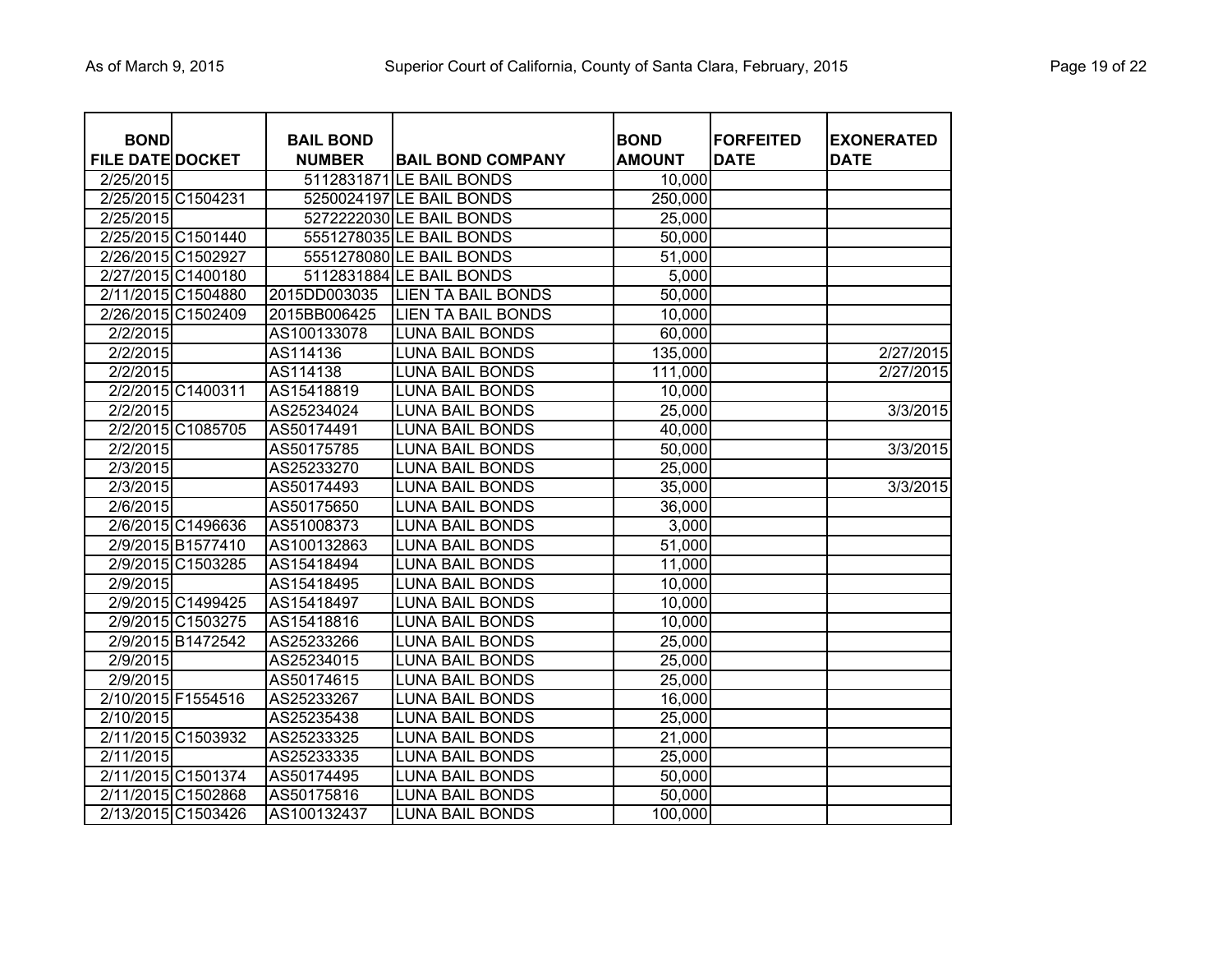| BOND FILE DATE | DOCKET | BAIL BOND NUMBER | BAIL BOND COMPANY | BOND AMOUNT | FORFEITED DATE | EXONERATED DATE |
|---|---|---|---|---|---|---|
| 2/25/2015 | | 5112831871 | LE BAIL BONDS | 10,000 | | |
| 2/25/2015 | C1504231 | 5250024197 | LE BAIL BONDS | 250,000 | | |
| 2/25/2015 | | 5272222030 | LE BAIL BONDS | 25,000 | | |
| 2/25/2015 | C1501440 | 5551278035 | LE BAIL BONDS | 50,000 | | |
| 2/26/2015 | C1502927 | 5551278080 | LE BAIL BONDS | 51,000 | | |
| 2/27/2015 | C1400180 | 5112831884 | LE BAIL BONDS | 5,000 | | |
| 2/11/2015 | C1504880 | 2015DD003035 | LIEN TA BAIL BONDS | 50,000 | | |
| 2/26/2015 | C1502409 | 2015BB006425 | LIEN TA BAIL BONDS | 10,000 | | |
| 2/2/2015 | | AS100133078 | LUNA BAIL BONDS | 60,000 | | |
| 2/2/2015 | | AS114136 | LUNA BAIL BONDS | 135,000 | | 2/27/2015 |
| 2/2/2015 | | AS114138 | LUNA BAIL BONDS | 111,000 | | 2/27/2015 |
| 2/2/2015 | C1400311 | AS15418819 | LUNA BAIL BONDS | 10,000 | | |
| 2/2/2015 | | AS25234024 | LUNA BAIL BONDS | 25,000 | | 3/3/2015 |
| 2/2/2015 | C1085705 | AS50174491 | LUNA BAIL BONDS | 40,000 | | |
| 2/2/2015 | | AS50175785 | LUNA BAIL BONDS | 50,000 | | 3/3/2015 |
| 2/3/2015 | | AS25233270 | LUNA BAIL BONDS | 25,000 | | |
| 2/3/2015 | | AS50174493 | LUNA BAIL BONDS | 35,000 | | 3/3/2015 |
| 2/6/2015 | | AS50175650 | LUNA BAIL BONDS | 36,000 | | |
| 2/6/2015 | C1496636 | AS51008373 | LUNA BAIL BONDS | 3,000 | | |
| 2/9/2015 | B1577410 | AS100132863 | LUNA BAIL BONDS | 51,000 | | |
| 2/9/2015 | C1503285 | AS15418494 | LUNA BAIL BONDS | 11,000 | | |
| 2/9/2015 | | AS15418495 | LUNA BAIL BONDS | 10,000 | | |
| 2/9/2015 | C1499425 | AS15418497 | LUNA BAIL BONDS | 10,000 | | |
| 2/9/2015 | C1503275 | AS15418816 | LUNA BAIL BONDS | 10,000 | | |
| 2/9/2015 | B1472542 | AS25233266 | LUNA BAIL BONDS | 25,000 | | |
| 2/9/2015 | | AS25234015 | LUNA BAIL BONDS | 25,000 | | |
| 2/9/2015 | | AS50174615 | LUNA BAIL BONDS | 25,000 | | |
| 2/10/2015 | F1554516 | AS25233267 | LUNA BAIL BONDS | 16,000 | | |
| 2/10/2015 | | AS25235438 | LUNA BAIL BONDS | 25,000 | | |
| 2/11/2015 | C1503932 | AS25233325 | LUNA BAIL BONDS | 21,000 | | |
| 2/11/2015 | | AS25233335 | LUNA BAIL BONDS | 25,000 | | |
| 2/11/2015 | C1501374 | AS50174495 | LUNA BAIL BONDS | 50,000 | | |
| 2/11/2015 | C1502868 | AS50175816 | LUNA BAIL BONDS | 50,000 | | |
| 2/13/2015 | C1503426 | AS100132437 | LUNA BAIL BONDS | 100,000 | | |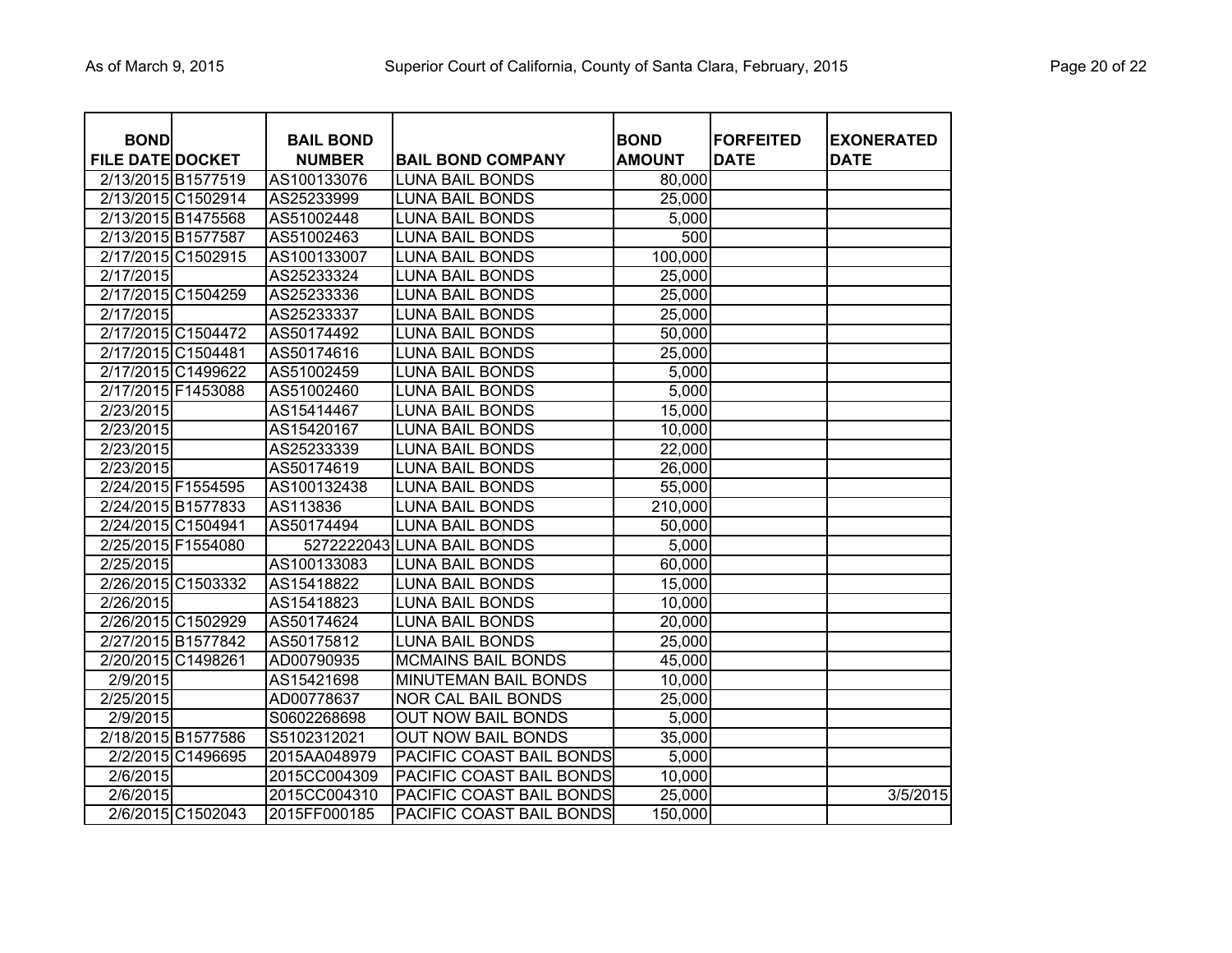| BOND FILE DATE | DOCKET | BAIL BOND NUMBER | BAIL BOND COMPANY | BOND AMOUNT | FORFEITED DATE | EXONERATED DATE |
|---|---|---|---|---|---|---|
| 2/13/2015 | B1577519 | AS100133076 | LUNA BAIL BONDS | 80,000 | | |
| 2/13/2015 | C1502914 | AS25233999 | LUNA BAIL BONDS | 25,000 | | |
| 2/13/2015 | B1475568 | AS51002448 | LUNA BAIL BONDS | 5,000 | | |
| 2/13/2015 | B1577587 | AS51002463 | LUNA BAIL BONDS | 500 | | |
| 2/17/2015 | C1502915 | AS100133007 | LUNA BAIL BONDS | 100,000 | | |
| 2/17/2015 | | AS25233324 | LUNA BAIL BONDS | 25,000 | | |
| 2/17/2015 | C1504259 | AS25233336 | LUNA BAIL BONDS | 25,000 | | |
| 2/17/2015 | | AS25233337 | LUNA BAIL BONDS | 25,000 | | |
| 2/17/2015 | C1504472 | AS50174492 | LUNA BAIL BONDS | 50,000 | | |
| 2/17/2015 | C1504481 | AS50174616 | LUNA BAIL BONDS | 25,000 | | |
| 2/17/2015 | C1499622 | AS51002459 | LUNA BAIL BONDS | 5,000 | | |
| 2/17/2015 | F1453088 | AS51002460 | LUNA BAIL BONDS | 5,000 | | |
| 2/23/2015 | | AS15414467 | LUNA BAIL BONDS | 15,000 | | |
| 2/23/2015 | | AS15420167 | LUNA BAIL BONDS | 10,000 | | |
| 2/23/2015 | | AS25233339 | LUNA BAIL BONDS | 22,000 | | |
| 2/23/2015 | | AS50174619 | LUNA BAIL BONDS | 26,000 | | |
| 2/24/2015 | F1554595 | AS100132438 | LUNA BAIL BONDS | 55,000 | | |
| 2/24/2015 | B1577833 | AS113836 | LUNA BAIL BONDS | 210,000 | | |
| 2/24/2015 | C1504941 | AS50174494 | LUNA BAIL BONDS | 50,000 | | |
| 2/25/2015 | F1554080 | 5272222043 | LUNA BAIL BONDS | 5,000 | | |
| 2/25/2015 | | AS100133083 | LUNA BAIL BONDS | 60,000 | | |
| 2/26/2015 | C1503332 | AS15418822 | LUNA BAIL BONDS | 15,000 | | |
| 2/26/2015 | | AS15418823 | LUNA BAIL BONDS | 10,000 | | |
| 2/26/2015 | C1502929 | AS50174624 | LUNA BAIL BONDS | 20,000 | | |
| 2/27/2015 | B1577842 | AS50175812 | LUNA BAIL BONDS | 25,000 | | |
| 2/20/2015 | C1498261 | AD00790935 | MCMAINS BAIL BONDS | 45,000 | | |
| 2/9/2015 | | AS15421698 | MINUTEMAN BAIL BONDS | 10,000 | | |
| 2/25/2015 | | AD00778637 | NOR CAL BAIL BONDS | 25,000 | | |
| 2/9/2015 | | S0602268698 | OUT NOW BAIL BONDS | 5,000 | | |
| 2/18/2015 | B1577586 | S5102312021 | OUT NOW BAIL BONDS | 35,000 | | |
| 2/2/2015 | C1496695 | 2015AA048979 | PACIFIC COAST BAIL BONDS | 5,000 | | |
| 2/6/2015 | | 2015CC004309 | PACIFIC COAST BAIL BONDS | 10,000 | | |
| 2/6/2015 | | 2015CC004310 | PACIFIC COAST BAIL BONDS | 25,000 | | 3/5/2015 |
| 2/6/2015 | C1502043 | 2015FF000185 | PACIFIC COAST BAIL BONDS | 150,000 | | |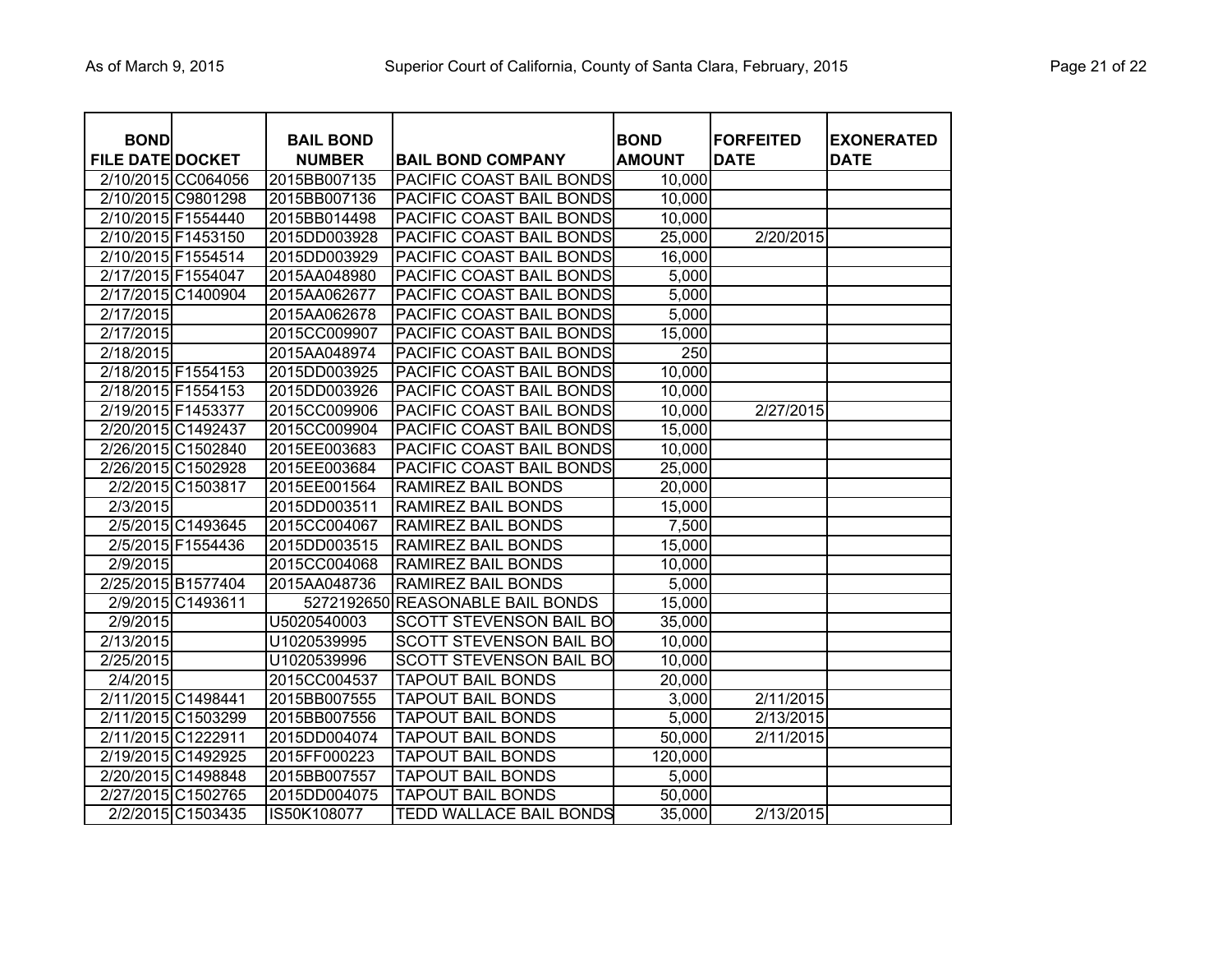| BOND FILE DATE | DOCKET | BAIL BOND NUMBER | BAIL BOND COMPANY | BOND AMOUNT | FORFEITED DATE | EXONERATED DATE |
|---|---|---|---|---|---|---|
| 2/10/2015 | CC064056 | 2015BB007135 | PACIFIC COAST BAIL BONDS | 10,000 | | |
| 2/10/2015 | C9801298 | 2015BB007136 | PACIFIC COAST BAIL BONDS | 10,000 | | |
| 2/10/2015 | F1554440 | 2015BB014498 | PACIFIC COAST BAIL BONDS | 10,000 | | |
| 2/10/2015 | F1453150 | 2015DD003928 | PACIFIC COAST BAIL BONDS | 25,000 | 2/20/2015 | |
| 2/10/2015 | F1554514 | 2015DD003929 | PACIFIC COAST BAIL BONDS | 16,000 | | |
| 2/17/2015 | F1554047 | 2015AA048980 | PACIFIC COAST BAIL BONDS | 5,000 | | |
| 2/17/2015 | C1400904 | 2015AA062677 | PACIFIC COAST BAIL BONDS | 5,000 | | |
| 2/17/2015 | | 2015AA062678 | PACIFIC COAST BAIL BONDS | 5,000 | | |
| 2/17/2015 | | 2015CC009907 | PACIFIC COAST BAIL BONDS | 15,000 | | |
| 2/18/2015 | | 2015AA048974 | PACIFIC COAST BAIL BONDS | 250 | | |
| 2/18/2015 | F1554153 | 2015DD003925 | PACIFIC COAST BAIL BONDS | 10,000 | | |
| 2/18/2015 | F1554153 | 2015DD003926 | PACIFIC COAST BAIL BONDS | 10,000 | | |
| 2/19/2015 | F1453377 | 2015CC009906 | PACIFIC COAST BAIL BONDS | 10,000 | 2/27/2015 | |
| 2/20/2015 | C1492437 | 2015CC009904 | PACIFIC COAST BAIL BONDS | 15,000 | | |
| 2/26/2015 | C1502840 | 2015EE003683 | PACIFIC COAST BAIL BONDS | 10,000 | | |
| 2/26/2015 | C1502928 | 2015EE003684 | PACIFIC COAST BAIL BONDS | 25,000 | | |
| 2/2/2015 | C1503817 | 2015EE001564 | RAMIREZ BAIL BONDS | 20,000 | | |
| 2/3/2015 | | 2015DD003511 | RAMIREZ BAIL BONDS | 15,000 | | |
| 2/5/2015 | C1493645 | 2015CC004067 | RAMIREZ BAIL BONDS | 7,500 | | |
| 2/5/2015 | F1554436 | 2015DD003515 | RAMIREZ BAIL BONDS | 15,000 | | |
| 2/9/2015 | | 2015CC004068 | RAMIREZ BAIL BONDS | 10,000 | | |
| 2/25/2015 | B1577404 | 2015AA048736 | RAMIREZ BAIL BONDS | 5,000 | | |
| 2/9/2015 | C1493611 | 5272192650 | REASONABLE BAIL BONDS | 15,000 | | |
| 2/9/2015 | | U5020540003 | SCOTT STEVENSON BAIL BO | 35,000 | | |
| 2/13/2015 | | U1020539995 | SCOTT STEVENSON BAIL BO | 10,000 | | |
| 2/25/2015 | | U1020539996 | SCOTT STEVENSON BAIL BO | 10,000 | | |
| 2/4/2015 | | 2015CC004537 | TAPOUT BAIL BONDS | 20,000 | | |
| 2/11/2015 | C1498441 | 2015BB007555 | TAPOUT BAIL BONDS | 3,000 | 2/11/2015 | |
| 2/11/2015 | C1503299 | 2015BB007556 | TAPOUT BAIL BONDS | 5,000 | 2/13/2015 | |
| 2/11/2015 | C1222911 | 2015DD004074 | TAPOUT BAIL BONDS | 50,000 | 2/11/2015 | |
| 2/19/2015 | C1492925 | 2015FF000223 | TAPOUT BAIL BONDS | 120,000 | | |
| 2/20/2015 | C1498848 | 2015BB007557 | TAPOUT BAIL BONDS | 5,000 | | |
| 2/27/2015 | C1502765 | 2015DD004075 | TAPOUT BAIL BONDS | 50,000 | | |
| 2/2/2015 | C1503435 | IS50K108077 | TEDD WALLACE BAIL BONDS | 35,000 | 2/13/2015 | |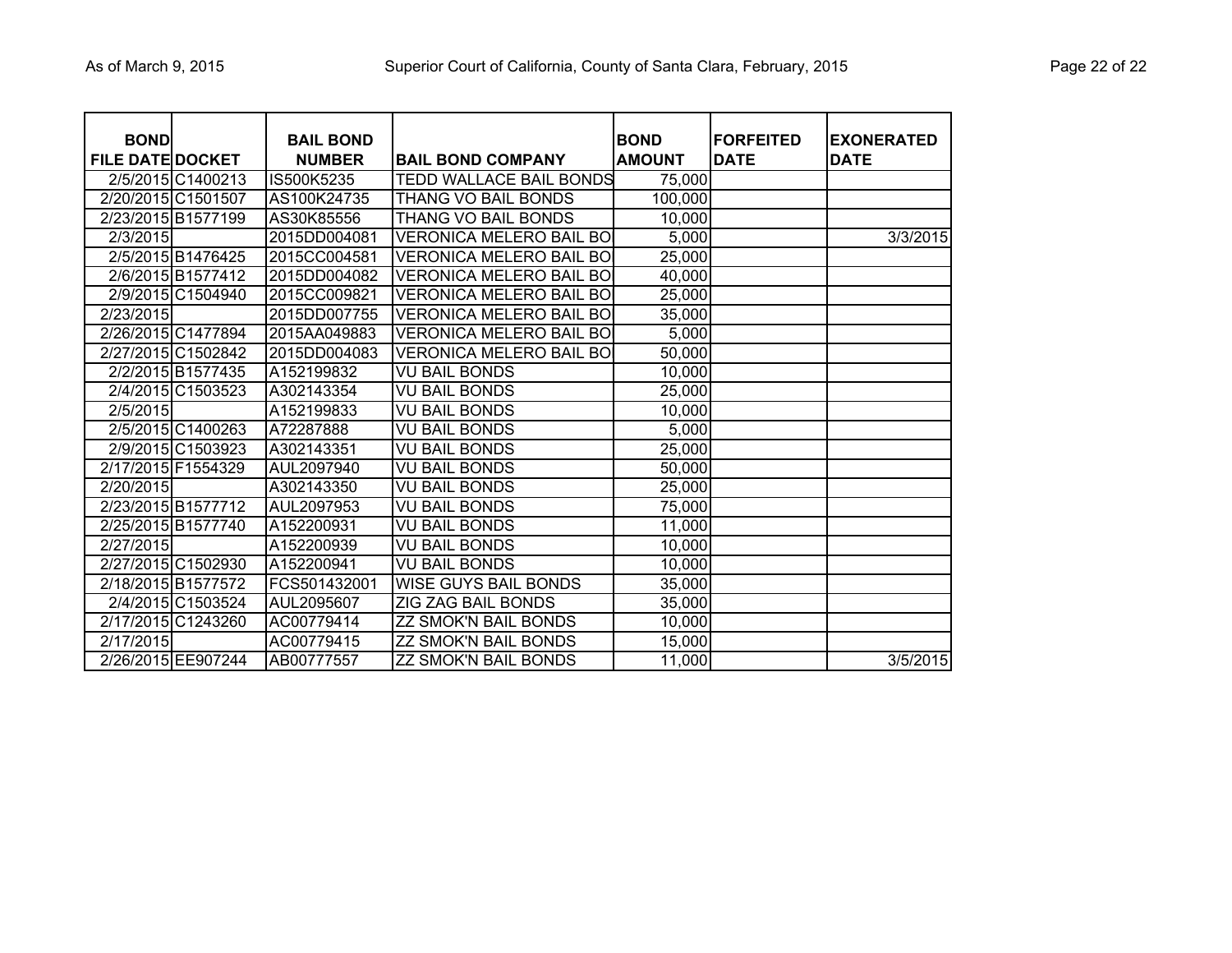| BOND FILE DATE | DOCKET | BAIL BOND NUMBER | BAIL BOND COMPANY | BOND AMOUNT | FORFEITED DATE | EXONERATED DATE |
|---|---|---|---|---|---|---|
| 2/5/2015 | C1400213 | IS500K5235 | TEDD WALLACE BAIL BONDS | 75,000 | | |
| 2/20/2015 | C1501507 | AS100K24735 | THANG VO BAIL BONDS | 100,000 | | |
| 2/23/2015 | B1577199 | AS30K85556 | THANG VO BAIL BONDS | 10,000 | | |
| 2/3/2015 | | 2015DD004081 | VERONICA MELERO BAIL BO | 5,000 | | 3/3/2015 |
| 2/5/2015 | B1476425 | 2015CC004581 | VERONICA MELERO BAIL BO | 25,000 | | |
| 2/6/2015 | B1577412 | 2015DD004082 | VERONICA MELERO BAIL BO | 40,000 | | |
| 2/9/2015 | C1504940 | 2015CC009821 | VERONICA MELERO BAIL BO | 25,000 | | |
| 2/23/2015 | | 2015DD007755 | VERONICA MELERO BAIL BO | 35,000 | | |
| 2/26/2015 | C1477894 | 2015AA049883 | VERONICA MELERO BAIL BO | 5,000 | | |
| 2/27/2015 | C1502842 | 2015DD004083 | VERONICA MELERO BAIL BO | 50,000 | | |
| 2/2/2015 | B1577435 | A152199832 | VU BAIL BONDS | 10,000 | | |
| 2/4/2015 | C1503523 | A302143354 | VU BAIL BONDS | 25,000 | | |
| 2/5/2015 | | A152199833 | VU BAIL BONDS | 10,000 | | |
| 2/5/2015 | C1400263 | A72287888 | VU BAIL BONDS | 5,000 | | |
| 2/9/2015 | C1503923 | A302143351 | VU BAIL BONDS | 25,000 | | |
| 2/17/2015 | F1554329 | AUL2097940 | VU BAIL BONDS | 50,000 | | |
| 2/20/2015 | | A302143350 | VU BAIL BONDS | 25,000 | | |
| 2/23/2015 | B1577712 | AUL2097953 | VU BAIL BONDS | 75,000 | | |
| 2/25/2015 | B1577740 | A152200931 | VU BAIL BONDS | 11,000 | | |
| 2/27/2015 | | A152200939 | VU BAIL BONDS | 10,000 | | |
| 2/27/2015 | C1502930 | A152200941 | VU BAIL BONDS | 10,000 | | |
| 2/18/2015 | B1577572 | FCS501432001 | WISE GUYS BAIL BONDS | 35,000 | | |
| 2/4/2015 | C1503524 | AUL2095607 | ZIG ZAG BAIL BONDS | 35,000 | | |
| 2/17/2015 | C1243260 | AC00779414 | ZZ SMOK'N BAIL BONDS | 10,000 | | |
| 2/17/2015 | | AC00779415 | ZZ SMOK'N BAIL BONDS | 15,000 | | |
| 2/26/2015 | EE907244 | AB00777557 | ZZ SMOK'N BAIL BONDS | 11,000 | | 3/5/2015 |